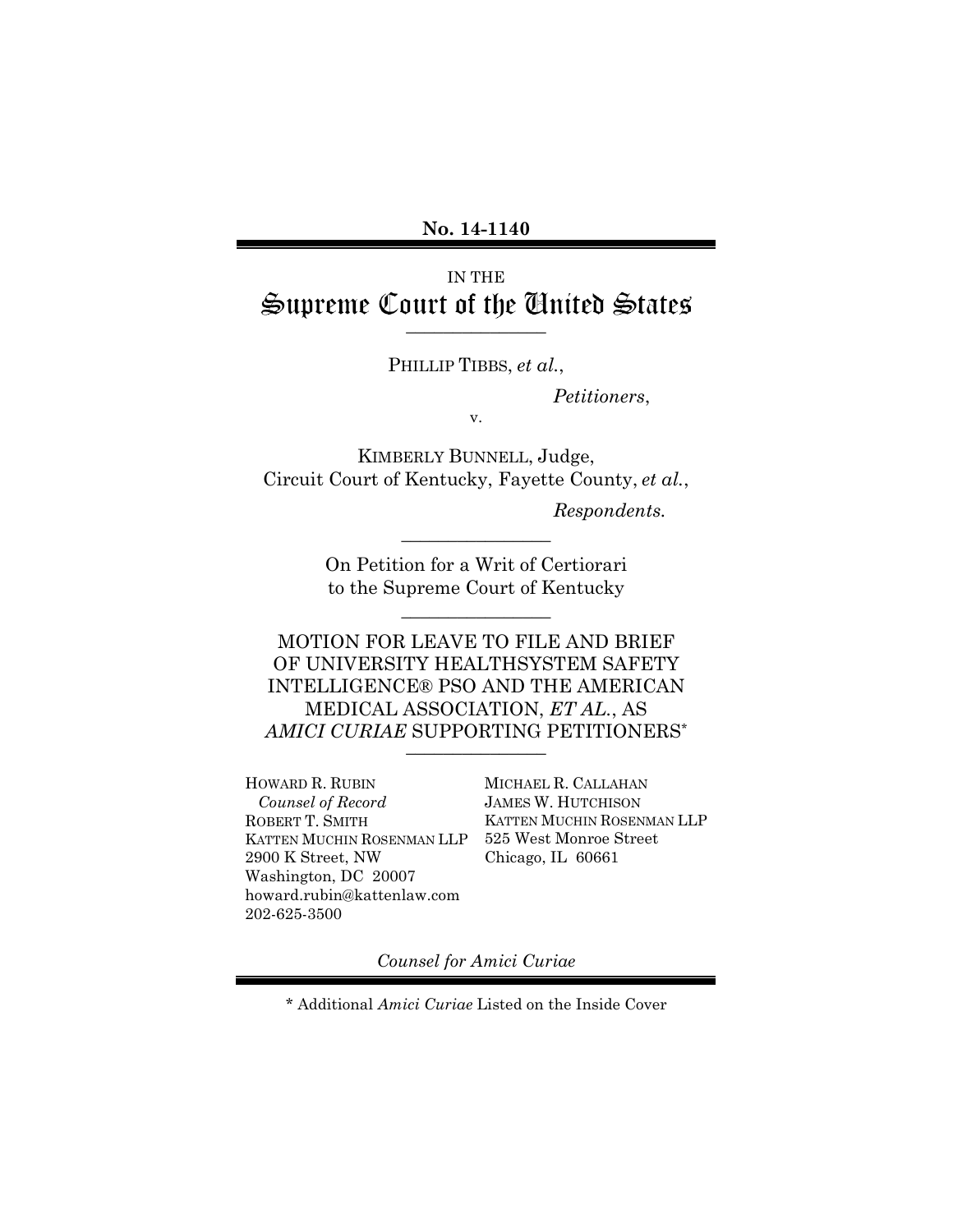**No. 14-1140**

IN THE

# Supreme Court of the United States

---

PHILLIP TIBBS, *et al.*,

*Petitioners*,

v.

KIMBERLY BUNNELL, Judge,
Circuit Court of Kentucky, Fayette County, *et al.*,

*Respondents.*

---

On Petition for a Writ of Certiorari
to the Supreme Court of Kentucky

---

MOTION FOR LEAVE TO FILE AND BRIEF OF UNIVERSITY HEALTHSYSTEM SAFETY INTELLIGENCE® PSO AND THE AMERICAN MEDICAL ASSOCIATION, *ET AL.*, AS *AMICI CURIAE* SUPPORTING PETITIONERS*

---

HOWARD R. RUBIN
*Counsel of Record*
ROBERT T. SMITH
KATTEN MUCHIN ROSENMAN LLP
2900 K Street, NW
Washington, DC 20007
howard.rubin@kattenlaw.com
202-625-3500

MICHAEL R. CALLAHAN
JAMES W. HUTCHISON
KATTEN MUCHIN ROSENMAN LLP
525 West Monroe Street
Chicago, IL 60661

*Counsel for Amici Curiae*

\* Additional *Amici Curiae* Listed on the Inside Cover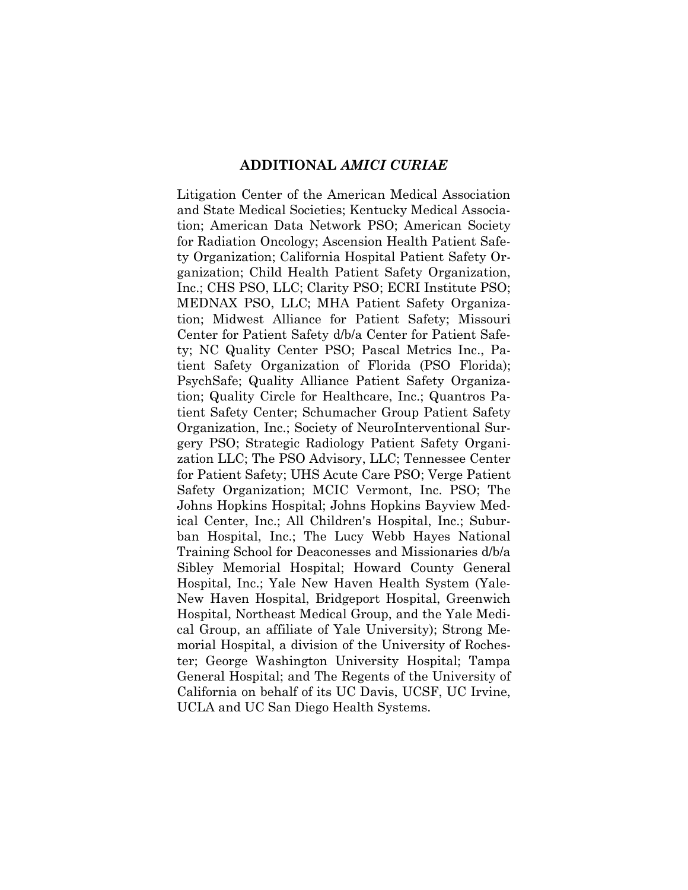## ADDITIONAL *AMICI CURIAE*

Litigation Center of the American Medical Association and State Medical Societies; Kentucky Medical Association; American Data Network PSO; American Society for Radiation Oncology; Ascension Health Patient Safety Organization; California Hospital Patient Safety Organization; Child Health Patient Safety Organization, Inc.; CHS PSO, LLC; Clarity PSO; ECRI Institute PSO; MEDNAX PSO, LLC; MHA Patient Safety Organization; Midwest Alliance for Patient Safety; Missouri Center for Patient Safety d/b/a Center for Patient Safety; NC Quality Center PSO; Pascal Metrics Inc., Patient Safety Organization of Florida (PSO Florida); PsychSafe; Quality Alliance Patient Safety Organization; Quality Circle for Healthcare, Inc.; Quantros Patient Safety Center; Schumacher Group Patient Safety Organization, Inc.; Society of NeuroInterventional Surgery PSO; Strategic Radiology Patient Safety Organization LLC; The PSO Advisory, LLC; Tennessee Center for Patient Safety; UHS Acute Care PSO; Verge Patient Safety Organization; MCIC Vermont, Inc. PSO; The Johns Hopkins Hospital; Johns Hopkins Bayview Medical Center, Inc.; All Children's Hospital, Inc.; Suburban Hospital, Inc.; The Lucy Webb Hayes National Training School for Deaconesses and Missionaries d/b/a Sibley Memorial Hospital; Howard County General Hospital, Inc.; Yale New Haven Health System (Yale-New Haven Hospital, Bridgeport Hospital, Greenwich Hospital, Northeast Medical Group, and the Yale Medical Group, an affiliate of Yale University); Strong Memorial Hospital, a division of the University of Rochester; George Washington University Hospital; Tampa General Hospital; and The Regents of the University of California on behalf of its UC Davis, UCSF, UC Irvine, UCLA and UC San Diego Health Systems.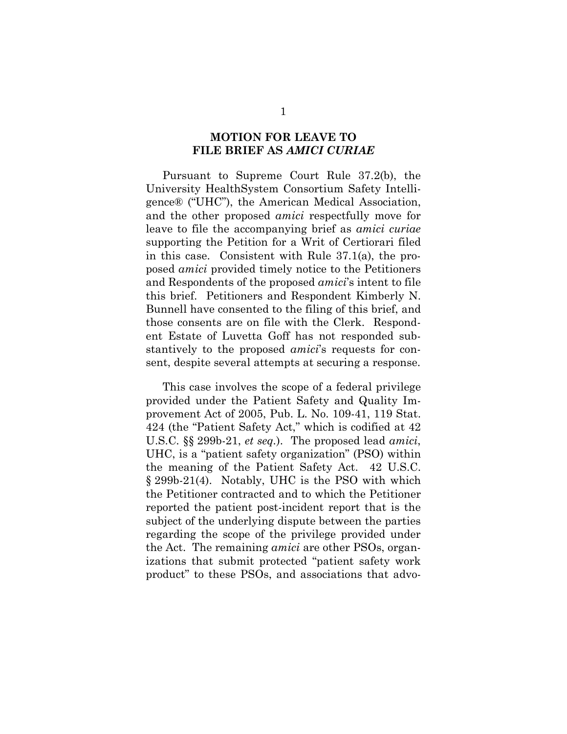## MOTION FOR LEAVE TO FILE BRIEF AS *AMICI CURIAE*

Pursuant to Supreme Court Rule 37.2(b), the University HealthSystem Consortium Safety Intelligence® ("UHC"), the American Medical Association, and the other proposed *amici* respectfully move for leave to file the accompanying brief as *amici curiae* supporting the Petition for a Writ of Certiorari filed in this case. Consistent with Rule 37.1(a), the proposed *amici* provided timely notice to the Petitioners and Respondents of the proposed *amici*'s intent to file this brief. Petitioners and Respondent Kimberly N. Bunnell have consented to the filing of this brief, and those consents are on file with the Clerk. Respondent Estate of Luvetta Goff has not responded substantively to the proposed *amici*'s requests for consent, despite several attempts at securing a response.

This case involves the scope of a federal privilege provided under the Patient Safety and Quality Improvement Act of 2005, Pub. L. No. 109-41, 119 Stat. 424 (the "Patient Safety Act," which is codified at 42 U.S.C. §§ 299b-21, *et seq.*). The proposed lead *amici*, UHC, is a "patient safety organization" (PSO) within the meaning of the Patient Safety Act. 42 U.S.C. § 299b-21(4). Notably, UHC is the PSO with which the Petitioner contracted and to which the Petitioner reported the patient post-incident report that is the subject of the underlying dispute between the parties regarding the scope of the privilege provided under the Act. The remaining *amici* are other PSOs, organizations that submit protected "patient safety work product" to these PSOs, and associations that advo-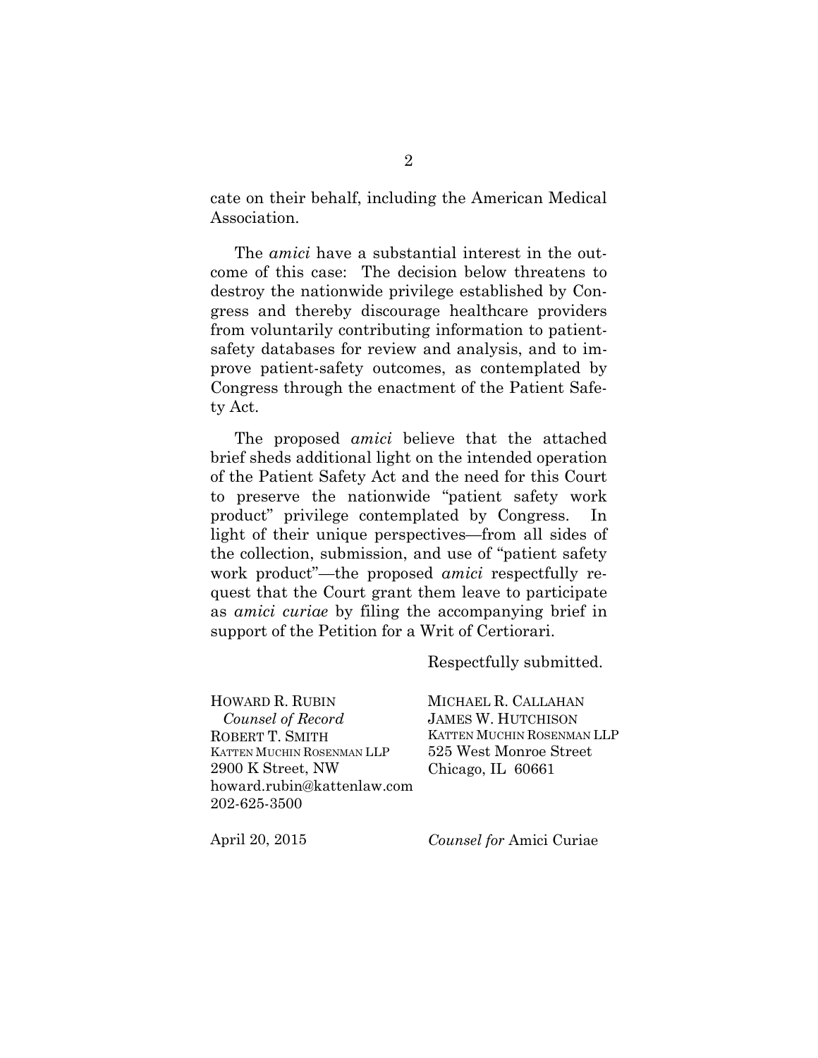cate on their behalf, including the American Medical Association.

The *amici* have a substantial interest in the outcome of this case: The decision below threatens to destroy the nationwide privilege established by Congress and thereby discourage healthcare providers from voluntarily contributing information to patient-safety databases for review and analysis, and to improve patient-safety outcomes, as contemplated by Congress through the enactment of the Patient Safety Act.

The proposed *amici* believe that the attached brief sheds additional light on the intended operation of the Patient Safety Act and the need for this Court to preserve the nationwide "patient safety work product" privilege contemplated by Congress. In light of their unique perspectives—from all sides of the collection, submission, and use of "patient safety work product"—the proposed *amici* respectfully request that the Court grant them leave to participate as *amici curiae* by filing the accompanying brief in support of the Petition for a Writ of Certiorari.

Respectfully submitted.

HOWARD R. RUBIN
*Counsel of Record*
ROBERT T. SMITH
KATTEN MUCHIN ROSENMAN LLP
2900 K Street, NW
howard.rubin@kattenlaw.com
202-625-3500

MICHAEL R. CALLAHAN
JAMES W. HUTCHISON
KATTEN MUCHIN ROSENMAN LLP
525 West Monroe Street
Chicago, IL 60661

April 20, 2015

*Counsel for* Amici Curiae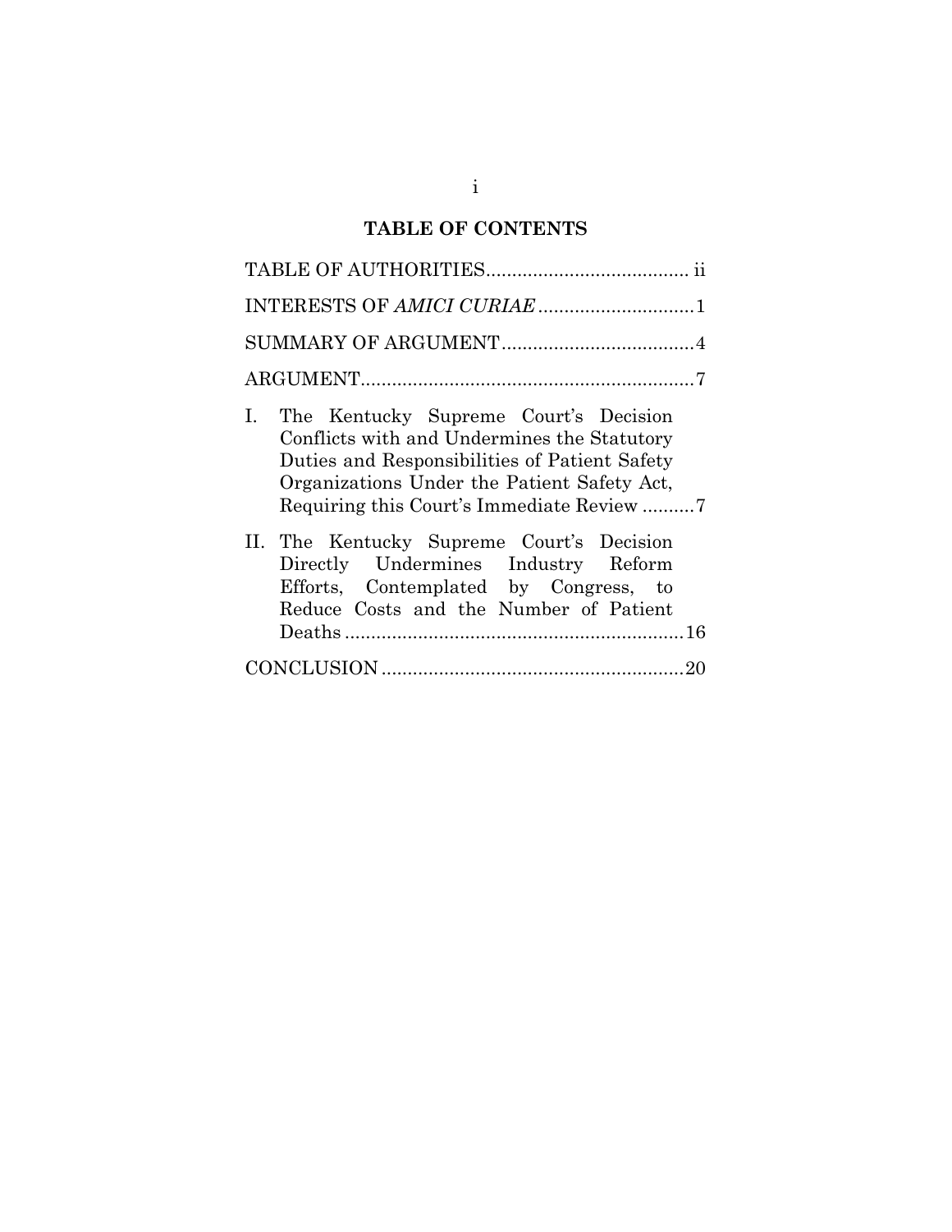## TABLE OF CONTENTS

| | |
|---|---|
| TABLE OF AUTHORITIES | ii |
| INTERESTS OF *AMICI CURIAE* | 1 |
| SUMMARY OF ARGUMENT | 4 |
| ARGUMENT | 7 |
| I. The Kentucky Supreme Court's Decision Conflicts with and Undermines the Statutory Duties and Responsibilities of Patient Safety Organizations Under the Patient Safety Act, Requiring this Court's Immediate Review | 7 |
| II. The Kentucky Supreme Court's Decision Directly Undermines Industry Reform Efforts, Contemplated by Congress, to Reduce Costs and the Number of Patient Deaths | 16 |
| CONCLUSION | 20 |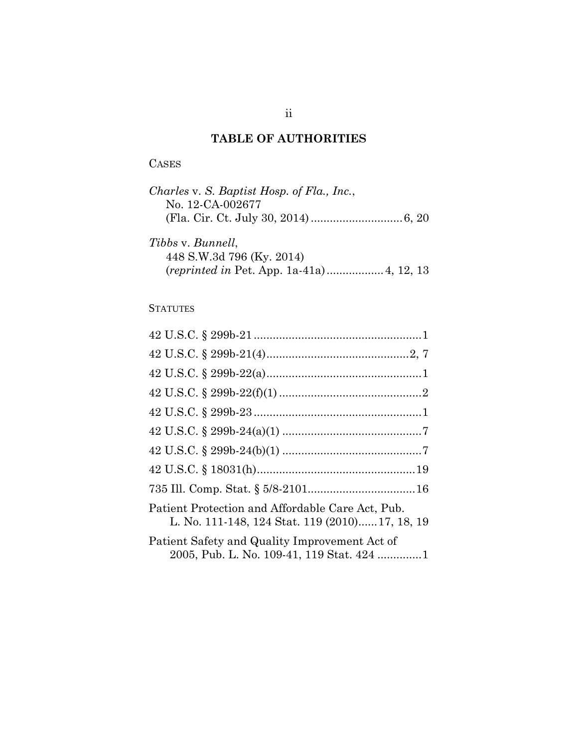## TABLE OF AUTHORITIES

CASES

*Charles* v. *S. Baptist Hosp. of Fla., Inc.*,
No. 12-CA-002677
(Fla. Cir. Ct. July 30, 2014) ............................ 6, 20

*Tibbs* v. *Bunnell*,
448 S.W.3d 796 (Ky. 2014)
(*reprinted in* Pet. App. 1a-41a) .................. 4, 12, 13

STATUTES

42 U.S.C. § 299b-21 .................................................... 1

42 U.S.C. § 299b-21(4) ............................................ 2, 7

42 U.S.C. § 299b-22(a) ................................................ 1

42 U.S.C. § 299b-22(f)(1) ............................................ 2

42 U.S.C. § 299b-23 .................................................... 1

42 U.S.C. § 299b-24(a)(1) ........................................... 7

42 U.S.C. § 299b-24(b)(1) ........................................... 7

42 U.S.C. § 18031(h) ................................................. 19

735 Ill. Comp. Stat. § 5/8-2101 ................................. 16

Patient Protection and Affordable Care Act, Pub. L. No. 111-148, 124 Stat. 119 (2010)...... 17, 18, 19

Patient Safety and Quality Improvement Act of 2005, Pub. L. No. 109-41, 119 Stat. 424 ............. 1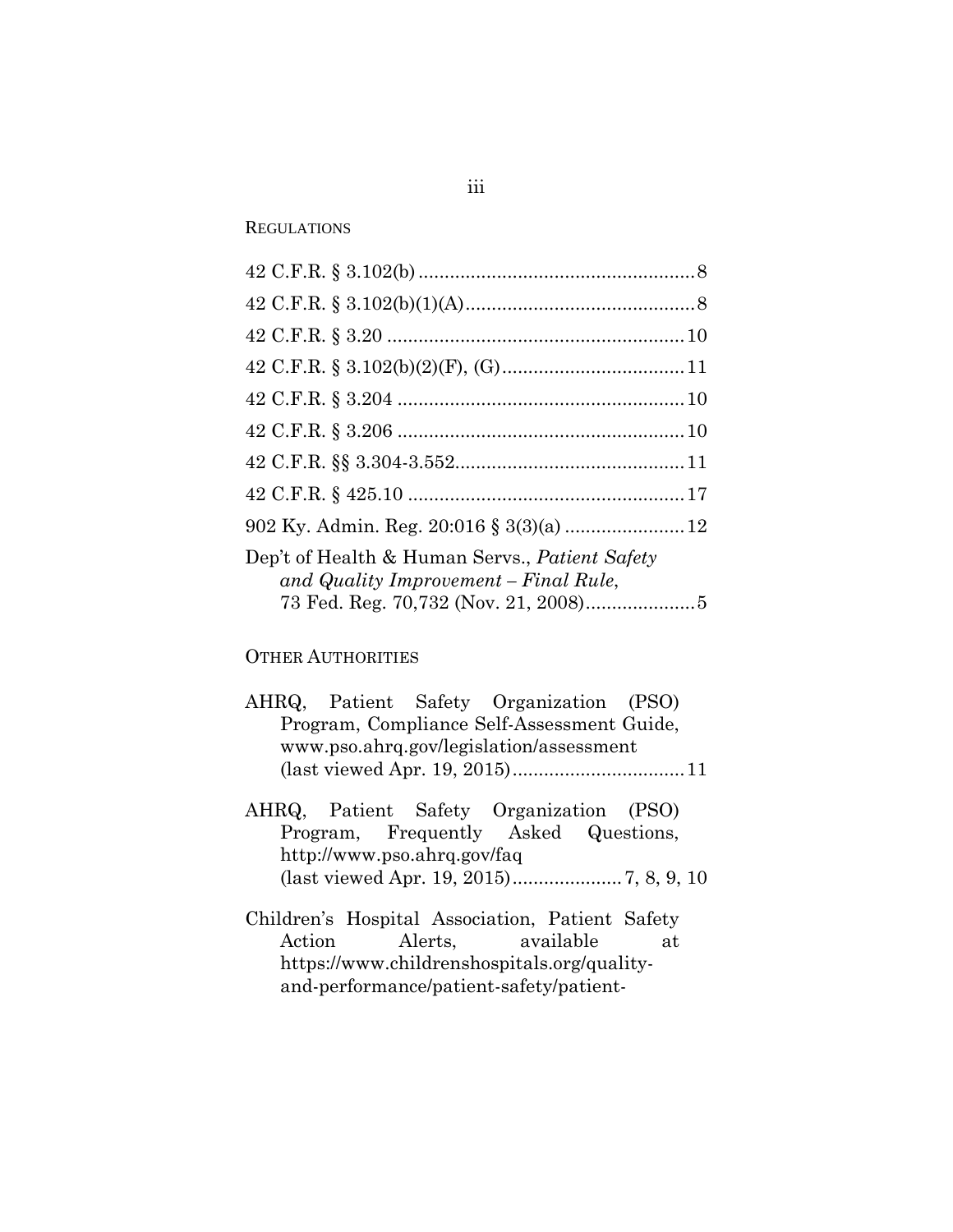REGULATIONS

42 C.F.R. § 3.102(b) .................................................... 8

42 C.F.R. § 3.102(b)(1)(A) ........................................... 8

42 C.F.R. § 3.20 ........................................................ 10

42 C.F.R. § 3.102(b)(2)(F), (G) .................................. 11

42 C.F.R. § 3.204 ...................................................... 10

42 C.F.R. § 3.206 ...................................................... 10

42 C.F.R. §§ 3.304-3.552 ........................................... 11

42 C.F.R. § 425.10 .................................................... 17

902 Ky. Admin. Reg. 20:016 § 3(3)(a) ...................... 12

Dep't of Health & Human Servs., *Patient Safety and Quality Improvement – Final Rule*, 73 Fed. Reg. 70,732 (Nov. 21, 2008) .................... 5

OTHER AUTHORITIES

AHRQ, Patient Safety Organization (PSO) Program, Compliance Self-Assessment Guide, www.pso.ahrq.gov/legislation/assessment (last viewed Apr. 19, 2015) ................................ 11

AHRQ, Patient Safety Organization (PSO) Program, Frequently Asked Questions, http://www.pso.ahrq.gov/faq (last viewed Apr. 19, 2015) .................... 7, 8, 9, 10

Children's Hospital Association, Patient Safety Action Alerts, available at https://www.childrenshospitals.org/quality-and-performance/patient-safety/patient-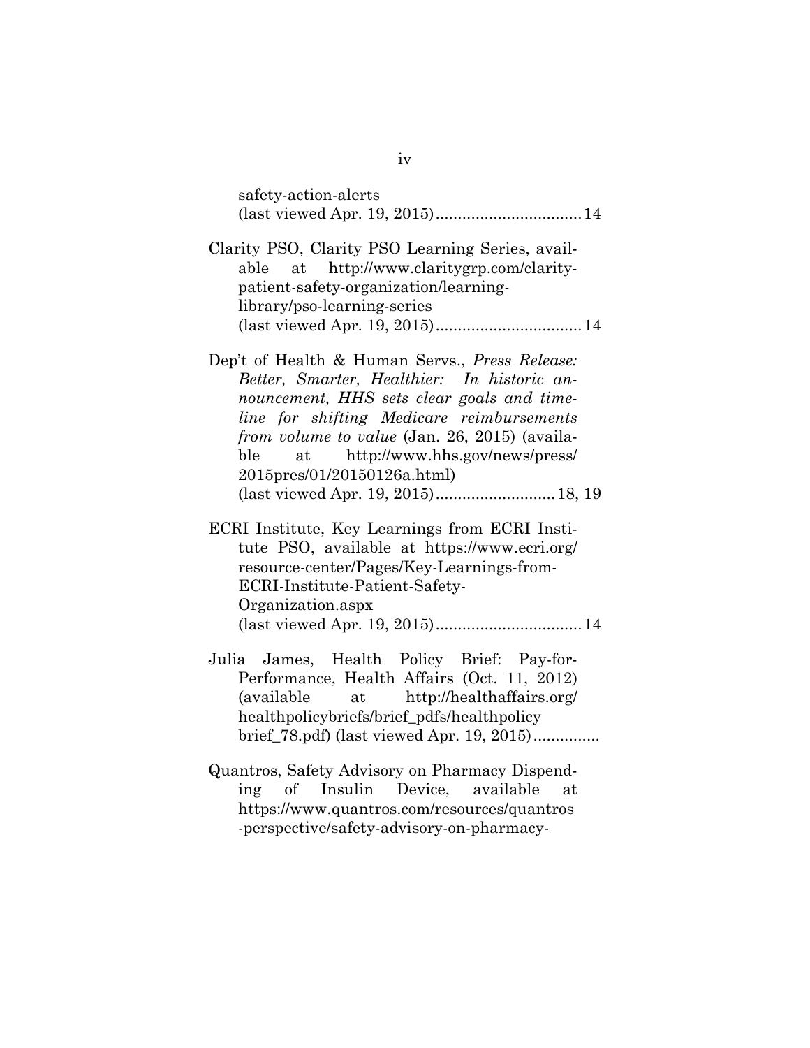safety-action-alerts (last viewed Apr. 19, 2015) ................................ 14

Clarity PSO, Clarity PSO Learning Series, available at http://www.claritygrp.com/clarity-patient-safety-organization/learning-library/pso-learning-series (last viewed Apr. 19, 2015) ................................ 14

Dep't of Health & Human Servs., *Press Release: Better, Smarter, Healthier: In historic announcement, HHS sets clear goals and timeline for shifting Medicare reimbursements from volume to value* (Jan. 26, 2015) (available at http://www.hhs.gov/news/press/2015pres/01/20150126a.html) (last viewed Apr. 19, 2015) .......................... 18, 19

ECRI Institute, Key Learnings from ECRI Institute PSO, available at https://www.ecri.org/resource-center/Pages/Key-Learnings-from-ECRI-Institute-Patient-Safety-Organization.aspx (last viewed Apr. 19, 2015) ................................ 14

Julia James, Health Policy Brief: Pay-for-Performance, Health Affairs (Oct. 11, 2012) (available at http://healthaffairs.org/healthpolicybriefs/brief_pdfs/healthpolicybrief_78.pdf) (last viewed Apr. 19, 2015) ..............

Quantros, Safety Advisory on Pharmacy Dispending of Insulin Device, available at https://www.quantros.com/resources/quantros-perspective/safety-advisory-on-pharmacy-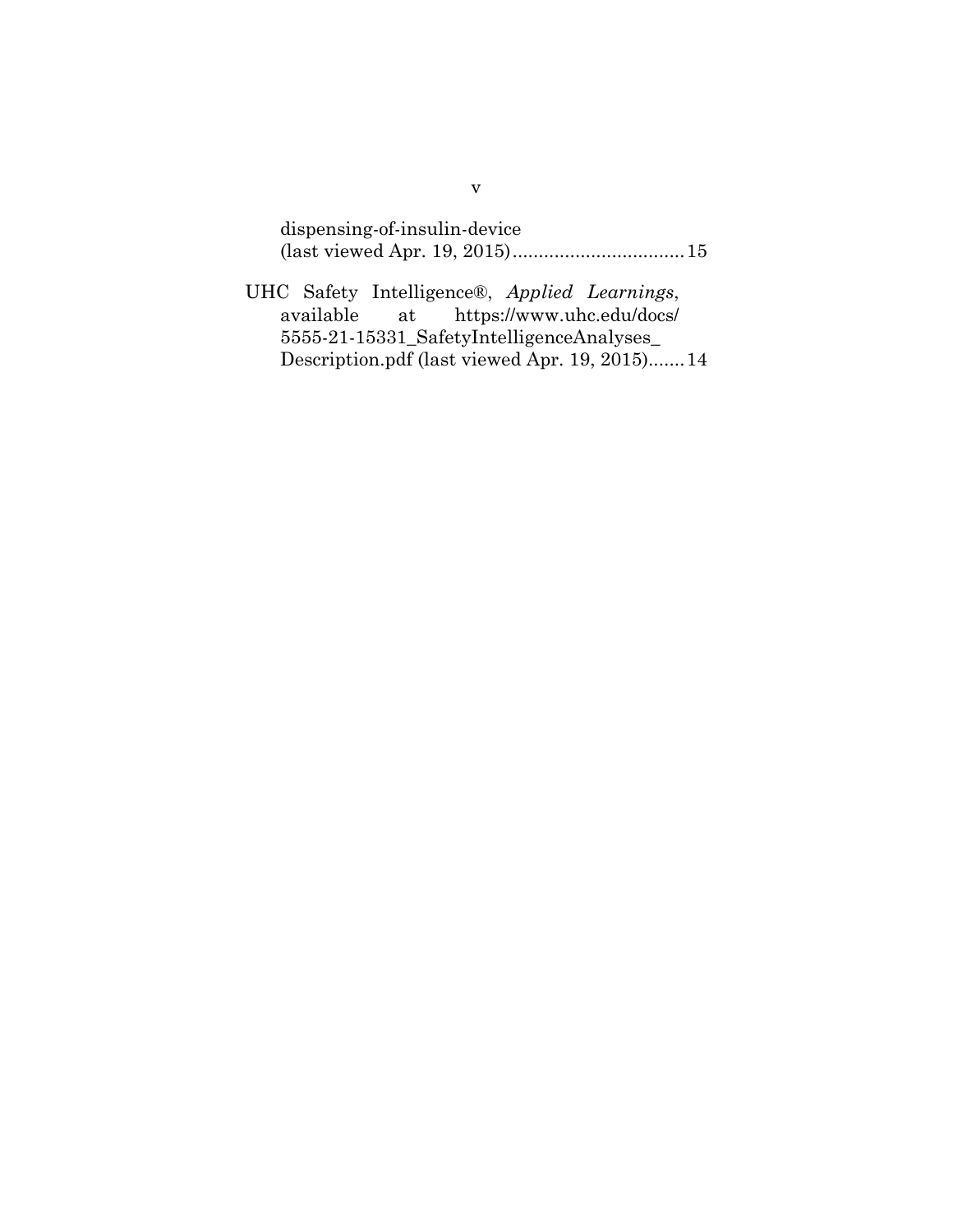dispensing-of-insulin-device (last viewed Apr. 19, 2015) ................................ 15

UHC Safety Intelligence®, *Applied Learnings*, available at https://www.uhc.edu/docs/5555-21-15331_SafetyIntelligenceAnalyses_Description.pdf (last viewed Apr. 19, 2015) ....... 14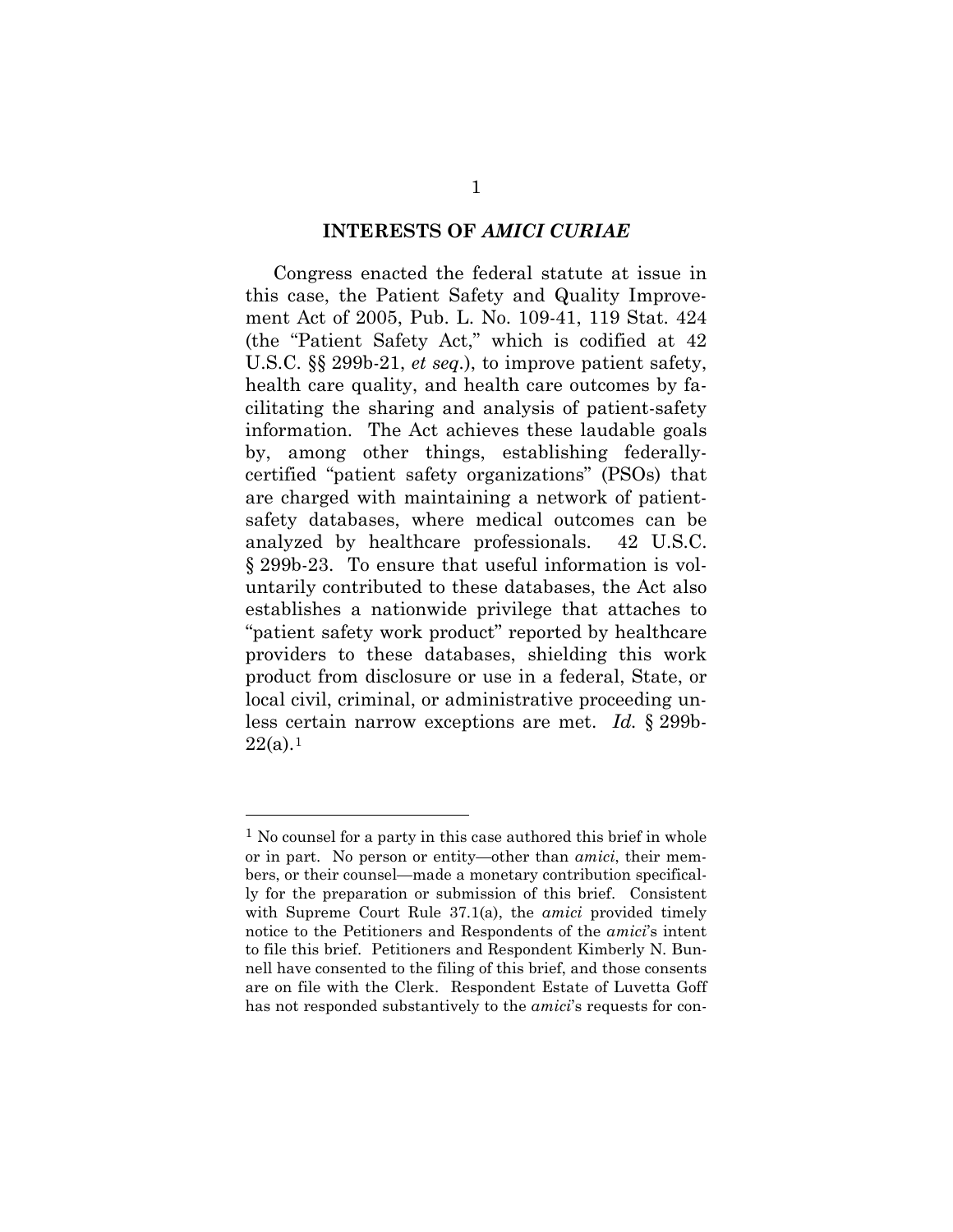## INTERESTS OF *AMICI CURIAE*

Congress enacted the federal statute at issue in this case, the Patient Safety and Quality Improvement Act of 2005, Pub. L. No. 109-41, 119 Stat. 424 (the "Patient Safety Act," which is codified at 42 U.S.C. §§ 299b-21, *et seq.*), to improve patient safety, health care quality, and health care outcomes by facilitating the sharing and analysis of patient-safety information. The Act achieves these laudable goals by, among other things, establishing federally-certified "patient safety organizations" (PSOs) that are charged with maintaining a network of patient-safety databases, where medical outcomes can be analyzed by healthcare professionals. 42 U.S.C. § 299b-23. To ensure that useful information is voluntarily contributed to these databases, the Act also establishes a nationwide privilege that attaches to "patient safety work product" reported by healthcare providers to these databases, shielding this work product from disclosure or use in a federal, State, or local civil, criminal, or administrative proceeding unless certain narrow exceptions are met. *Id.* § 299b-22(a).[1]

---

[1] No counsel for a party in this case authored this brief in whole or in part. No person or entity—other than *amici*, their members, or their counsel—made a monetary contribution specifically for the preparation or submission of this brief. Consistent with Supreme Court Rule 37.1(a), the *amici* provided timely notice to the Petitioners and Respondents of the *amici*'s intent to file this brief. Petitioners and Respondent Kimberly N. Bunnell have consented to the filing of this brief, and those consents are on file with the Clerk. Respondent Estate of Luvetta Goff has not responded substantively to the *amici*'s requests for con-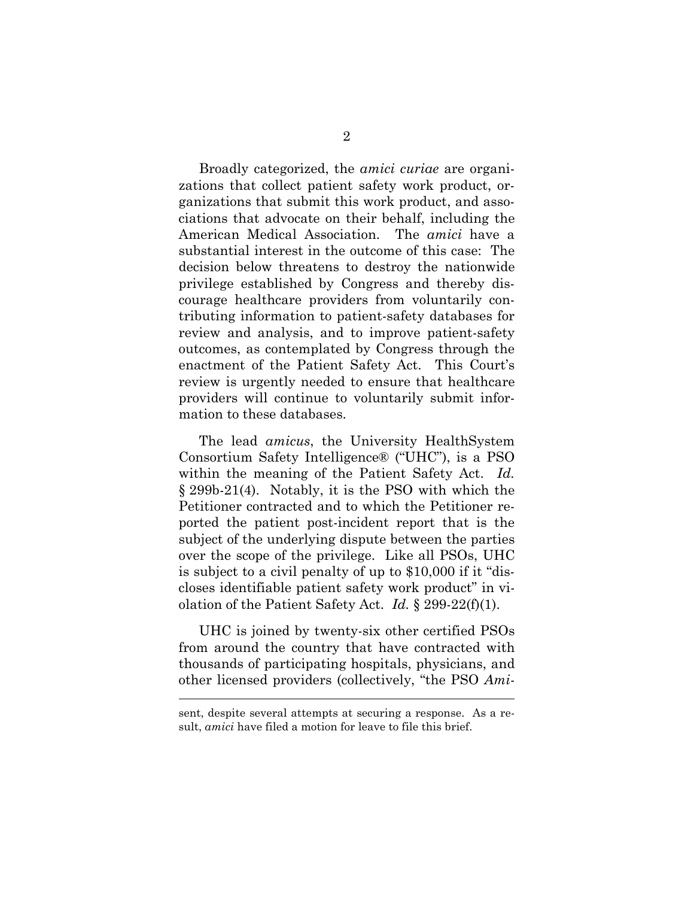Broadly categorized, the *amici curiae* are organizations that collect patient safety work product, organizations that submit this work product, and associations that advocate on their behalf, including the American Medical Association. The *amici* have a substantial interest in the outcome of this case: The decision below threatens to destroy the nationwide privilege established by Congress and thereby discourage healthcare providers from voluntarily contributing information to patient-safety databases for review and analysis, and to improve patient-safety outcomes, as contemplated by Congress through the enactment of the Patient Safety Act. This Court's review is urgently needed to ensure that healthcare providers will continue to voluntarily submit information to these databases.

The lead *amicus*, the University HealthSystem Consortium Safety Intelligence® ("UHC"), is a PSO within the meaning of the Patient Safety Act. *Id.* § 299b-21(4). Notably, it is the PSO with which the Petitioner contracted and to which the Petitioner reported the patient post-incident report that is the subject of the underlying dispute between the parties over the scope of the privilege. Like all PSOs, UHC is subject to a civil penalty of up to $10,000 if it "discloses identifiable patient safety work product" in violation of the Patient Safety Act. *Id.* § 299-22(f)(1).

UHC is joined by twenty-six other certified PSOs from around the country that have contracted with thousands of participating hospitals, physicians, and other licensed providers (collectively, "the PSO *Ami-*

---

sent, despite several attempts at securing a response. As a result, *amici* have filed a motion for leave to file this brief.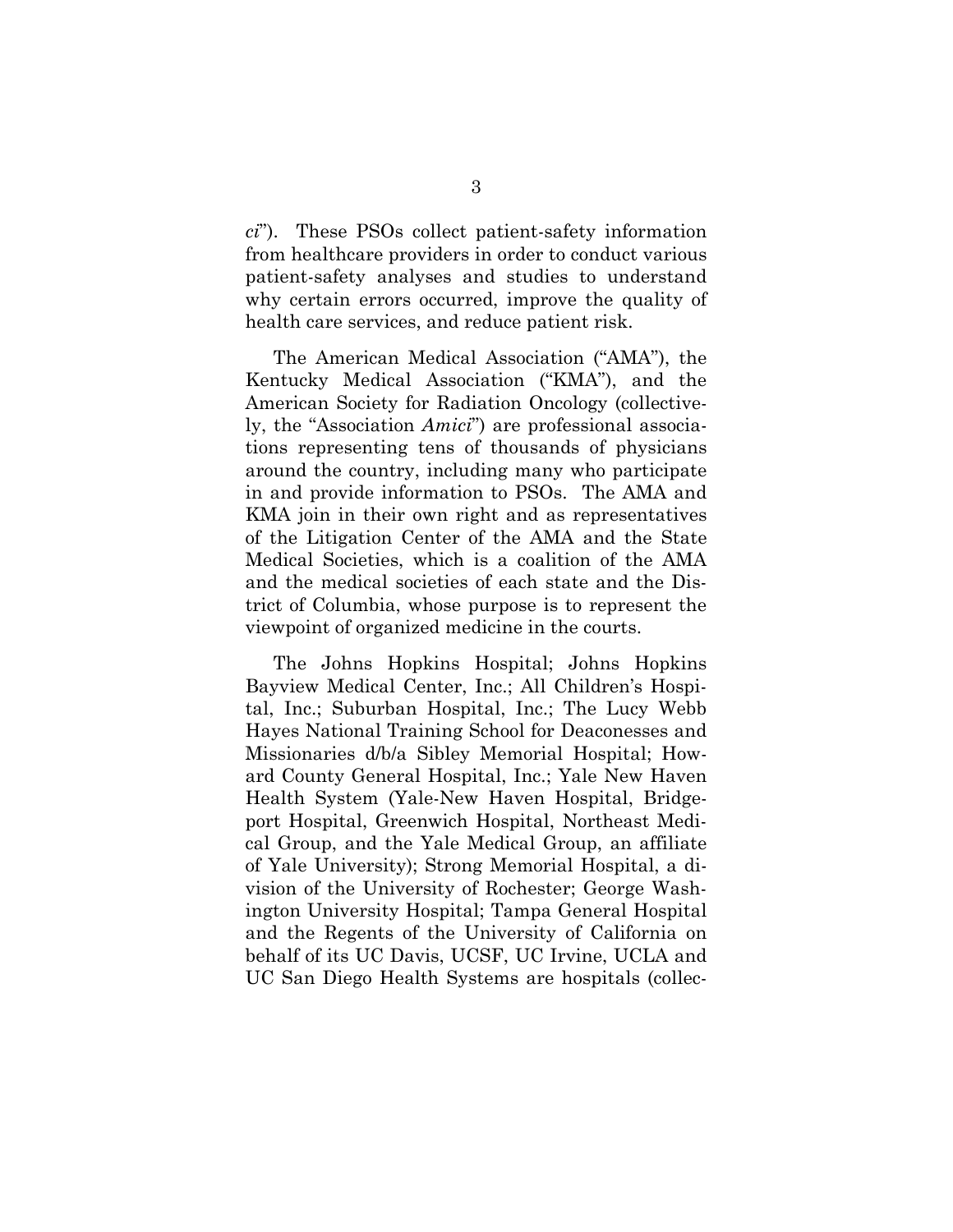*ci*"). These PSOs collect patient-safety information from healthcare providers in order to conduct various patient-safety analyses and studies to understand why certain errors occurred, improve the quality of health care services, and reduce patient risk.

The American Medical Association ("AMA"), the Kentucky Medical Association ("KMA"), and the American Society for Radiation Oncology (collectively, the "Association *Amici*") are professional associations representing tens of thousands of physicians around the country, including many who participate in and provide information to PSOs. The AMA and KMA join in their own right and as representatives of the Litigation Center of the AMA and the State Medical Societies, which is a coalition of the AMA and the medical societies of each state and the District of Columbia, whose purpose is to represent the viewpoint of organized medicine in the courts.

The Johns Hopkins Hospital; Johns Hopkins Bayview Medical Center, Inc.; All Children's Hospital, Inc.; Suburban Hospital, Inc.; The Lucy Webb Hayes National Training School for Deaconesses and Missionaries d/b/a Sibley Memorial Hospital; Howard County General Hospital, Inc.; Yale New Haven Health System (Yale-New Haven Hospital, Bridgeport Hospital, Greenwich Hospital, Northeast Medical Group, and the Yale Medical Group, an affiliate of Yale University); Strong Memorial Hospital, a division of the University of Rochester; George Washington University Hospital; Tampa General Hospital and the Regents of the University of California on behalf of its UC Davis, UCSF, UC Irvine, UCLA and UC San Diego Health Systems are hospitals (collec-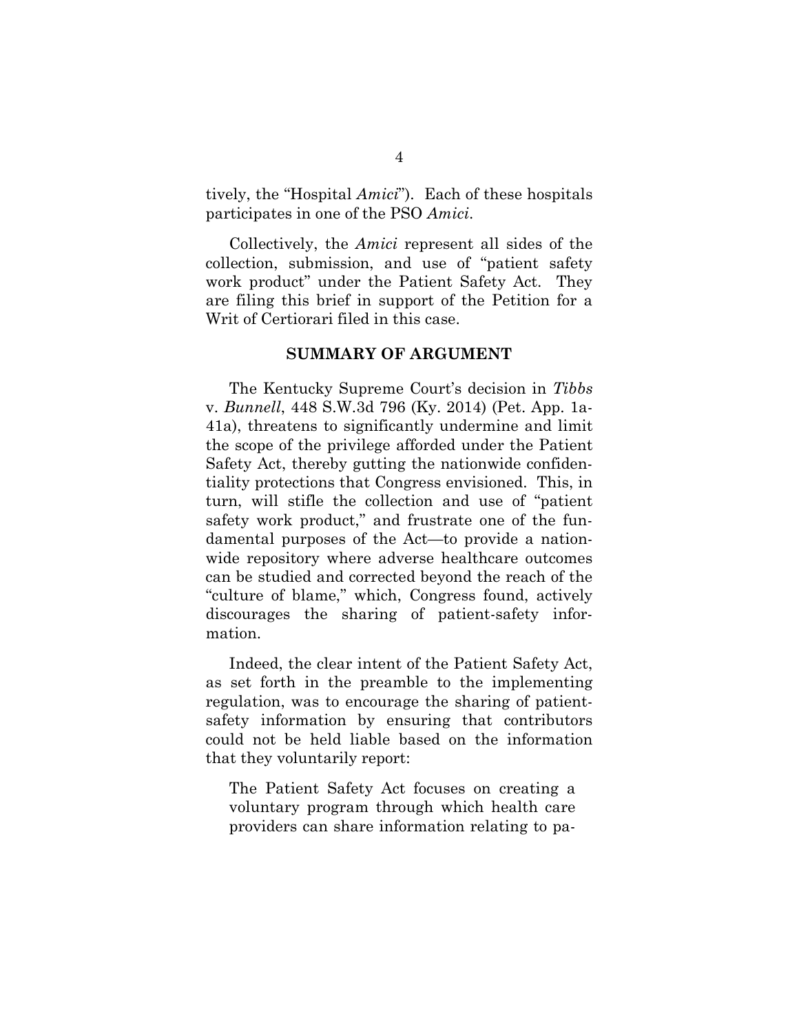tively, the "Hospital *Amici*"). Each of these hospitals participates in one of the PSO *Amici*.

Collectively, the *Amici* represent all sides of the collection, submission, and use of "patient safety work product" under the Patient Safety Act. They are filing this brief in support of the Petition for a Writ of Certiorari filed in this case.

## SUMMARY OF ARGUMENT

The Kentucky Supreme Court's decision in *Tibbs* v. *Bunnell*, 448 S.W.3d 796 (Ky. 2014) (Pet. App. 1a-41a), threatens to significantly undermine and limit the scope of the privilege afforded under the Patient Safety Act, thereby gutting the nationwide confidentiality protections that Congress envisioned. This, in turn, will stifle the collection and use of "patient safety work product," and frustrate one of the fundamental purposes of the Act—to provide a nationwide repository where adverse healthcare outcomes can be studied and corrected beyond the reach of the "culture of blame," which, Congress found, actively discourages the sharing of patient-safety information.

Indeed, the clear intent of the Patient Safety Act, as set forth in the preamble to the implementing regulation, was to encourage the sharing of patient-safety information by ensuring that contributors could not be held liable based on the information that they voluntarily report:

> The Patient Safety Act focuses on creating a voluntary program through which health care providers can share information relating to pa-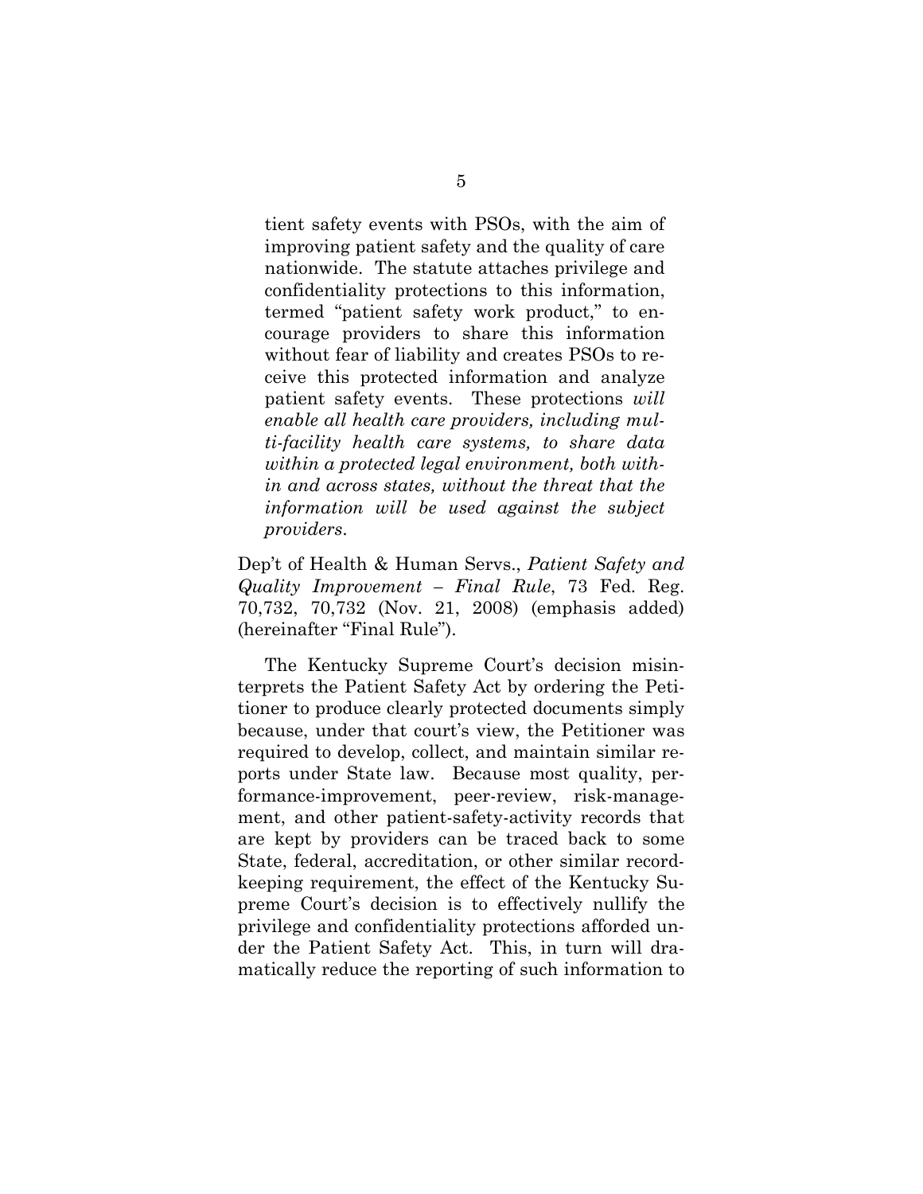> tient safety events with PSOs, with the aim of improving patient safety and the quality of care nationwide. The statute attaches privilege and confidentiality protections to this information, termed "patient safety work product," to encourage providers to share this information without fear of liability and creates PSOs to receive this protected information and analyze patient safety events. These protections *will enable all health care providers, including multi-facility health care systems, to share data within a protected legal environment, both within and across states, without the threat that the information will be used against the subject providers*.

Dep't of Health & Human Servs., *Patient Safety and Quality Improvement – Final Rule*, 73 Fed. Reg. 70,732, 70,732 (Nov. 21, 2008) (emphasis added) (hereinafter "Final Rule").

The Kentucky Supreme Court's decision misinterprets the Patient Safety Act by ordering the Petitioner to produce clearly protected documents simply because, under that court's view, the Petitioner was required to develop, collect, and maintain similar reports under State law. Because most quality, performance-improvement, peer-review, risk-management, and other patient-safety-activity records that are kept by providers can be traced back to some State, federal, accreditation, or other similar record-keeping requirement, the effect of the Kentucky Supreme Court's decision is to effectively nullify the privilege and confidentiality protections afforded under the Patient Safety Act. This, in turn will dramatically reduce the reporting of such information to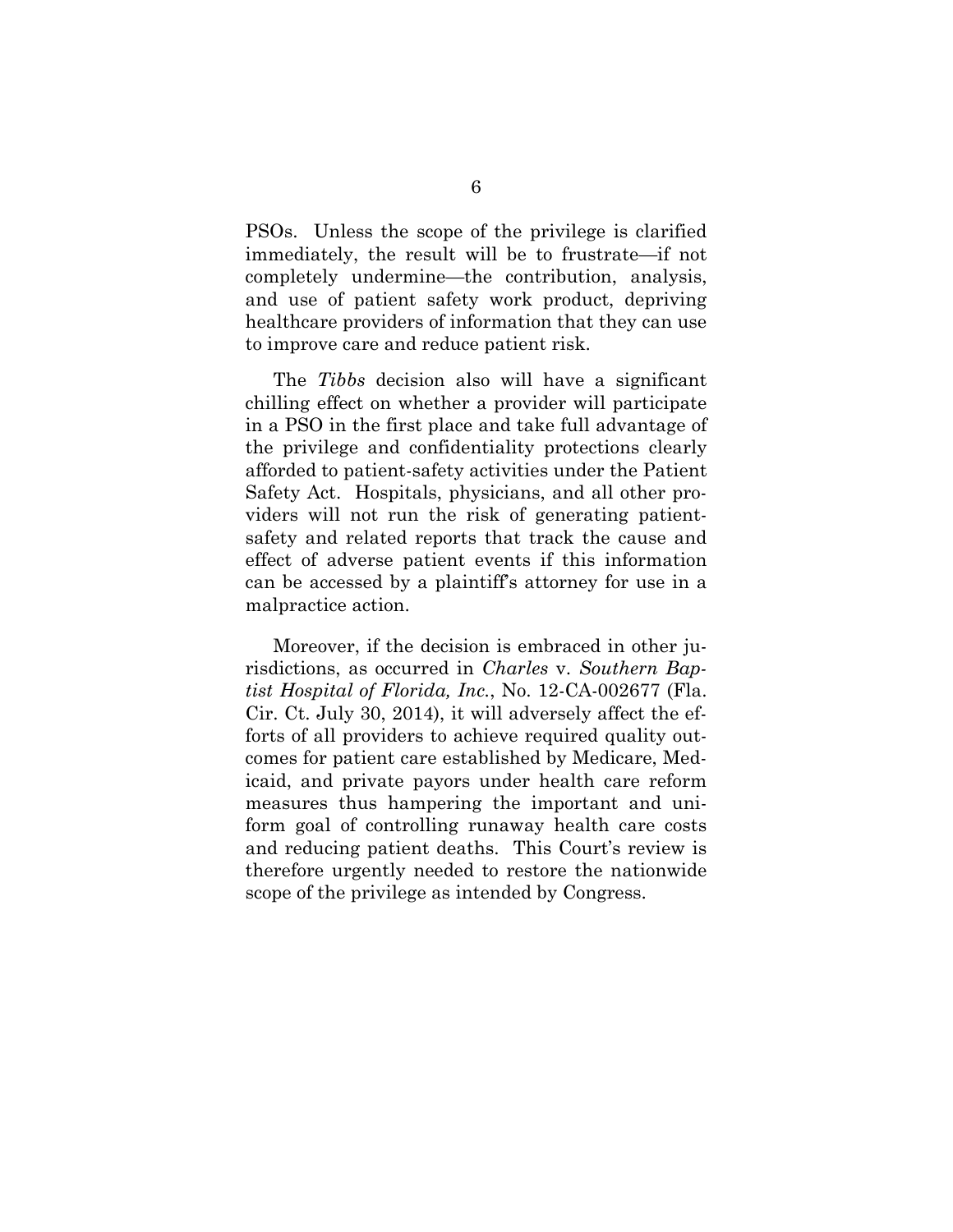PSOs. Unless the scope of the privilege is clarified immediately, the result will be to frustrate—if not completely undermine—the contribution, analysis, and use of patient safety work product, depriving healthcare providers of information that they can use to improve care and reduce patient risk.

The *Tibbs* decision also will have a significant chilling effect on whether a provider will participate in a PSO in the first place and take full advantage of the privilege and confidentiality protections clearly afforded to patient-safety activities under the Patient Safety Act. Hospitals, physicians, and all other providers will not run the risk of generating patient-safety and related reports that track the cause and effect of adverse patient events if this information can be accessed by a plaintiff's attorney for use in a malpractice action.

Moreover, if the decision is embraced in other jurisdictions, as occurred in *Charles* v. *Southern Baptist Hospital of Florida, Inc.*, No. 12-CA-002677 (Fla. Cir. Ct. July 30, 2014), it will adversely affect the efforts of all providers to achieve required quality outcomes for patient care established by Medicare, Medicaid, and private payors under health care reform measures thus hampering the important and uniform goal of controlling runaway health care costs and reducing patient deaths. This Court's review is therefore urgently needed to restore the nationwide scope of the privilege as intended by Congress.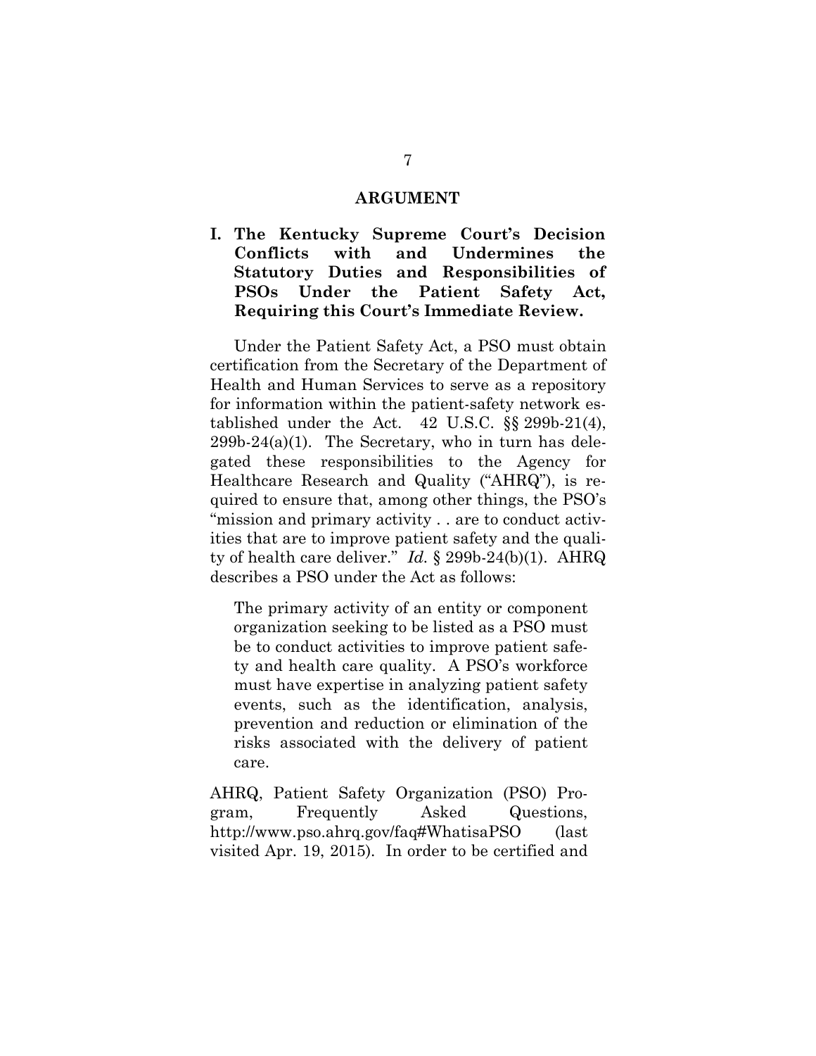## ARGUMENT

### I. The Kentucky Supreme Court's Decision Conflicts with and Undermines the Statutory Duties and Responsibilities of PSOs Under the Patient Safety Act, Requiring this Court's Immediate Review.

Under the Patient Safety Act, a PSO must obtain certification from the Secretary of the Department of Health and Human Services to serve as a repository for information within the patient-safety network established under the Act. 42 U.S.C. §§ 299b-21(4), 299b-24(a)(1). The Secretary, who in turn has delegated these responsibilities to the Agency for Healthcare Research and Quality ("AHRQ"), is required to ensure that, among other things, the PSO's "mission and primary activity . . are to conduct activities that are to improve patient safety and the quality of health care deliver." *Id.* § 299b-24(b)(1). AHRQ describes a PSO under the Act as follows:

> The primary activity of an entity or component organization seeking to be listed as a PSO must be to conduct activities to improve patient safety and health care quality. A PSO's workforce must have expertise in analyzing patient safety events, such as the identification, analysis, prevention and reduction or elimination of the risks associated with the delivery of patient care.

AHRQ, Patient Safety Organization (PSO) Program, Frequently Asked Questions, http://www.pso.ahrq.gov/faq#WhatisaPSO (last visited Apr. 19, 2015). In order to be certified and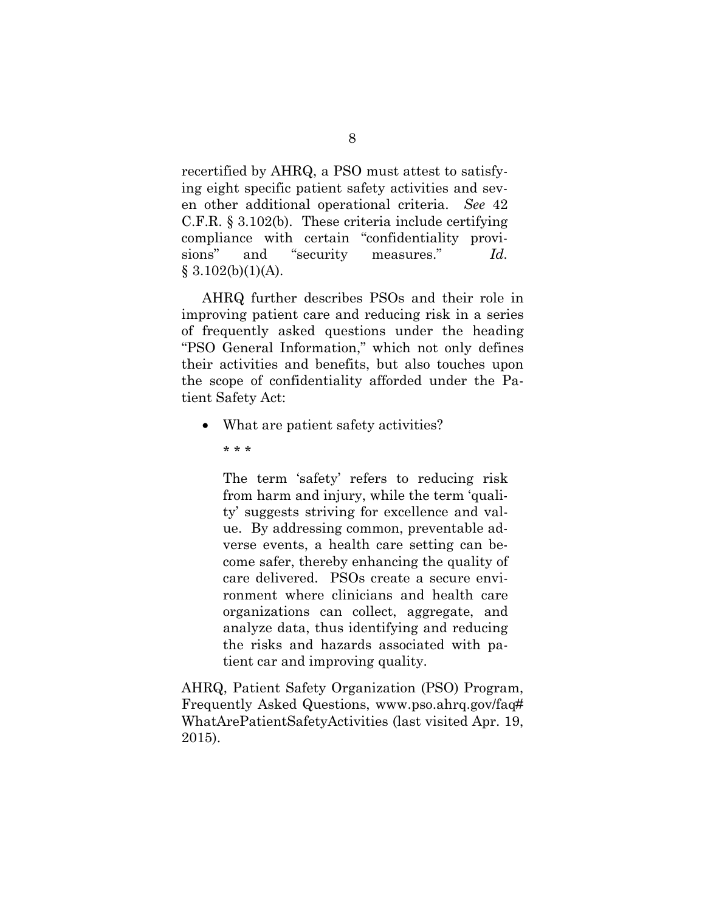recertified by AHRQ, a PSO must attest to satisfying eight specific patient safety activities and seven other additional operational criteria. *See* 42 C.F.R. § 3.102(b). These criteria include certifying compliance with certain "confidentiality provisions" and "security measures." *Id.* § 3.102(b)(1)(A).

AHRQ further describes PSOs and their role in improving patient care and reducing risk in a series of frequently asked questions under the heading "PSO General Information," which not only defines their activities and benefits, but also touches upon the scope of confidentiality afforded under the Patient Safety Act:

- What are patient safety activities?

  \* \* \*

  The term 'safety' refers to reducing risk from harm and injury, while the term 'quality' suggests striving for excellence and value. By addressing common, preventable adverse events, a health care setting can become safer, thereby enhancing the quality of care delivered. PSOs create a secure environment where clinicians and health care organizations can collect, aggregate, and analyze data, thus identifying and reducing the risks and hazards associated with patient car and improving quality.

AHRQ, Patient Safety Organization (PSO) Program, Frequently Asked Questions, www.pso.ahrq.gov/faq#WhatArePatientSafetyActivities (last visited Apr. 19, 2015).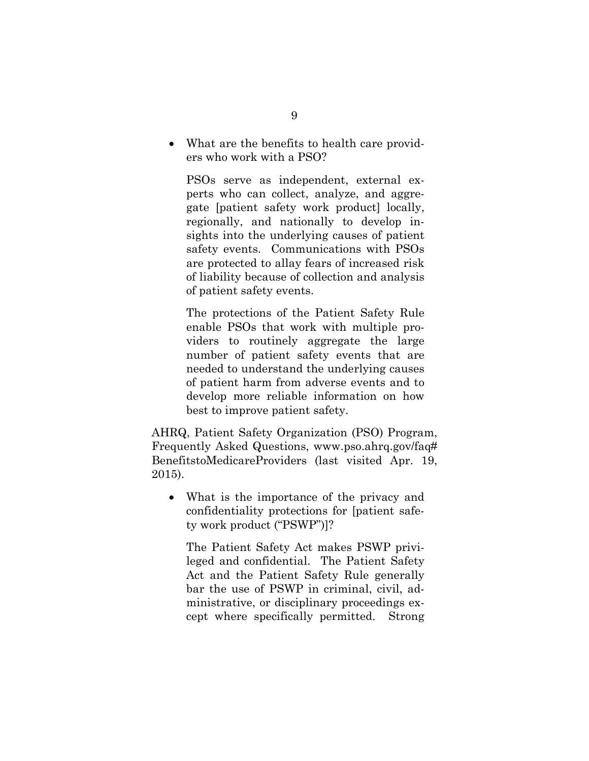- What are the benefits to health care providers who work with a PSO?

  PSOs serve as independent, external experts who can collect, analyze, and aggregate [patient safety work product] locally, regionally, and nationally to develop insights into the underlying causes of patient safety events. Communications with PSOs are protected to allay fears of increased risk of liability because of collection and analysis of patient safety events.

  The protections of the Patient Safety Rule enable PSOs that work with multiple providers to routinely aggregate the large number of patient safety events that are needed to understand the underlying causes of patient harm from adverse events and to develop more reliable information on how best to improve patient safety.

AHRQ, Patient Safety Organization (PSO) Program, Frequently Asked Questions, www.pso.ahrq.gov/faq#BenefitstoMedicareProviders (last visited Apr. 19, 2015).

- What is the importance of the privacy and confidentiality protections for [patient safety work product ("PSWP")]?

  The Patient Safety Act makes PSWP privileged and confidential. The Patient Safety Act and the Patient Safety Rule generally bar the use of PSWP in criminal, civil, administrative, or disciplinary proceedings except where specifically permitted. Strong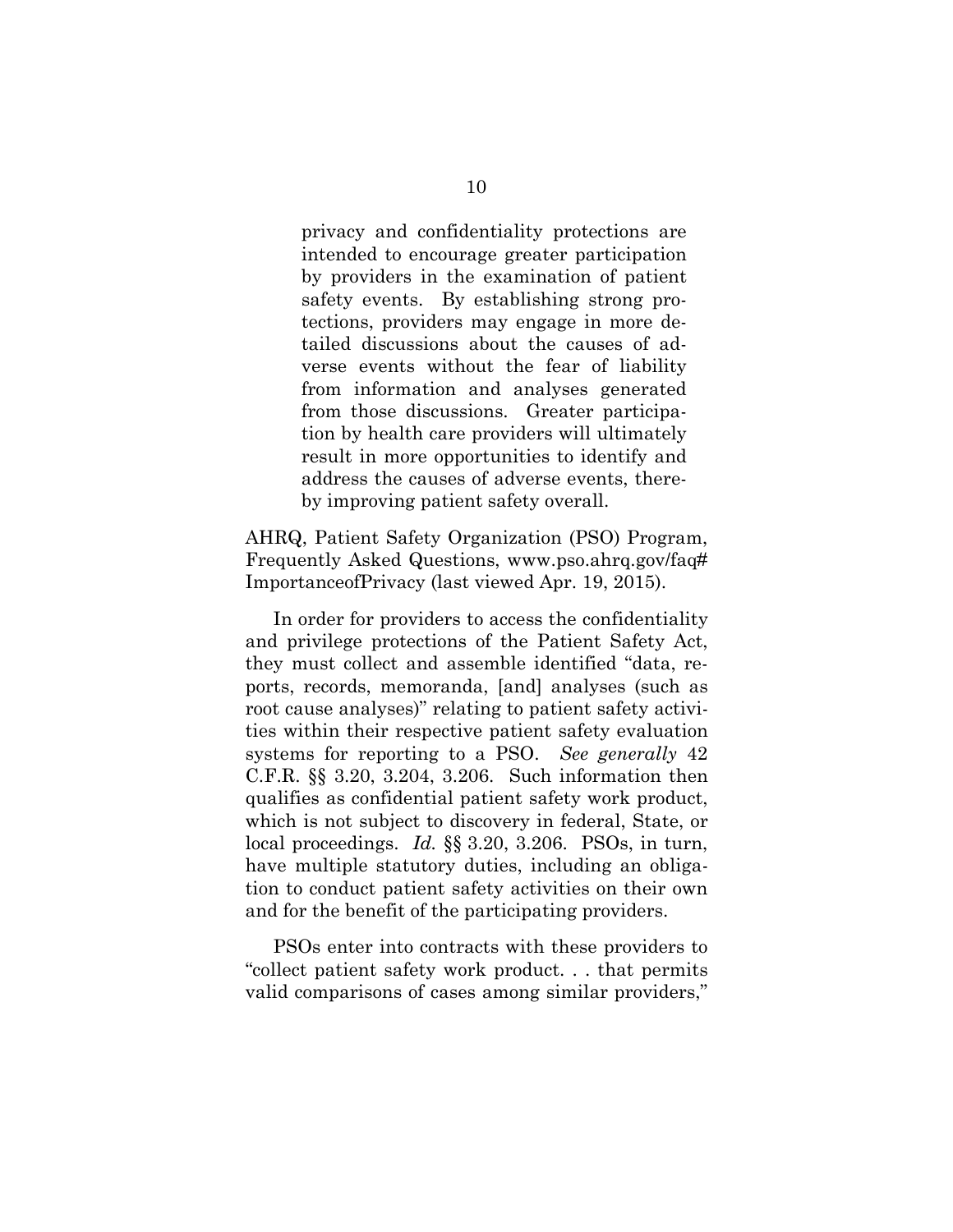> privacy and confidentiality protections are intended to encourage greater participation by providers in the examination of patient safety events. By establishing strong protections, providers may engage in more detailed discussions about the causes of adverse events without the fear of liability from information and analyses generated from those discussions. Greater participation by health care providers will ultimately result in more opportunities to identify and address the causes of adverse events, thereby improving patient safety overall.

AHRQ, Patient Safety Organization (PSO) Program, Frequently Asked Questions, www.pso.ahrq.gov/faq#ImportanceofPrivacy (last viewed Apr. 19, 2015).

In order for providers to access the confidentiality and privilege protections of the Patient Safety Act, they must collect and assemble identified "data, reports, records, memoranda, [and] analyses (such as root cause analyses)" relating to patient safety activities within their respective patient safety evaluation systems for reporting to a PSO. *See generally* 42 C.F.R. §§ 3.20, 3.204, 3.206. Such information then qualifies as confidential patient safety work product, which is not subject to discovery in federal, State, or local proceedings. *Id.* §§ 3.20, 3.206. PSOs, in turn, have multiple statutory duties, including an obligation to conduct patient safety activities on their own and for the benefit of the participating providers.

PSOs enter into contracts with these providers to "collect patient safety work product. . . that permits valid comparisons of cases among similar providers,"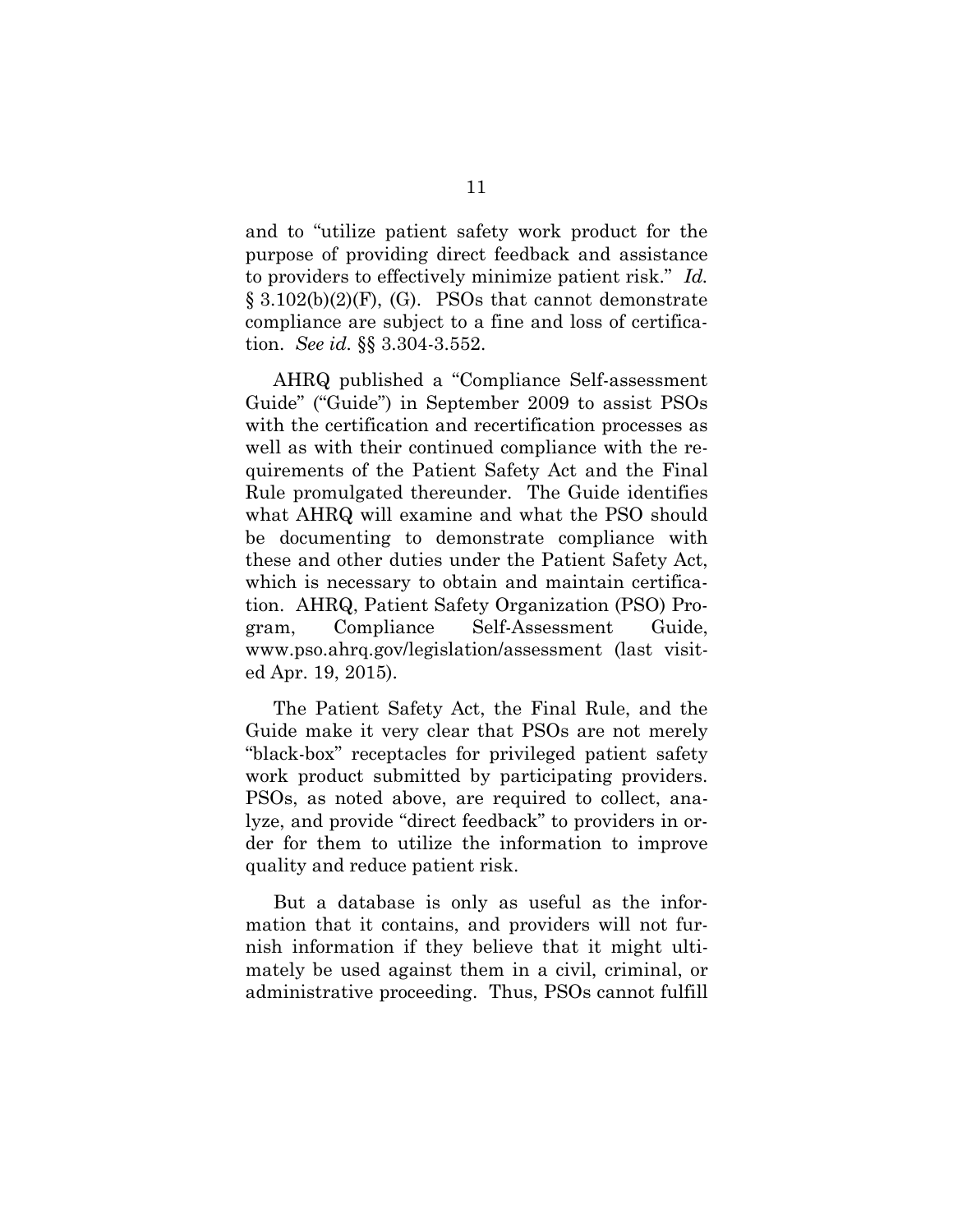and to "utilize patient safety work product for the purpose of providing direct feedback and assistance to providers to effectively minimize patient risk." *Id.* § 3.102(b)(2)(F), (G). PSOs that cannot demonstrate compliance are subject to a fine and loss of certification. *See id.* §§ 3.304-3.552.

AHRQ published a "Compliance Self-assessment Guide" ("Guide") in September 2009 to assist PSOs with the certification and recertification processes as well as with their continued compliance with the requirements of the Patient Safety Act and the Final Rule promulgated thereunder. The Guide identifies what AHRQ will examine and what the PSO should be documenting to demonstrate compliance with these and other duties under the Patient Safety Act, which is necessary to obtain and maintain certification. AHRQ, Patient Safety Organization (PSO) Program, Compliance Self-Assessment Guide, www.pso.ahrq.gov/legislation/assessment (last visited Apr. 19, 2015).

The Patient Safety Act, the Final Rule, and the Guide make it very clear that PSOs are not merely "black-box" receptacles for privileged patient safety work product submitted by participating providers. PSOs, as noted above, are required to collect, analyze, and provide "direct feedback" to providers in order for them to utilize the information to improve quality and reduce patient risk.

But a database is only as useful as the information that it contains, and providers will not furnish information if they believe that it might ultimately be used against them in a civil, criminal, or administrative proceeding. Thus, PSOs cannot fulfill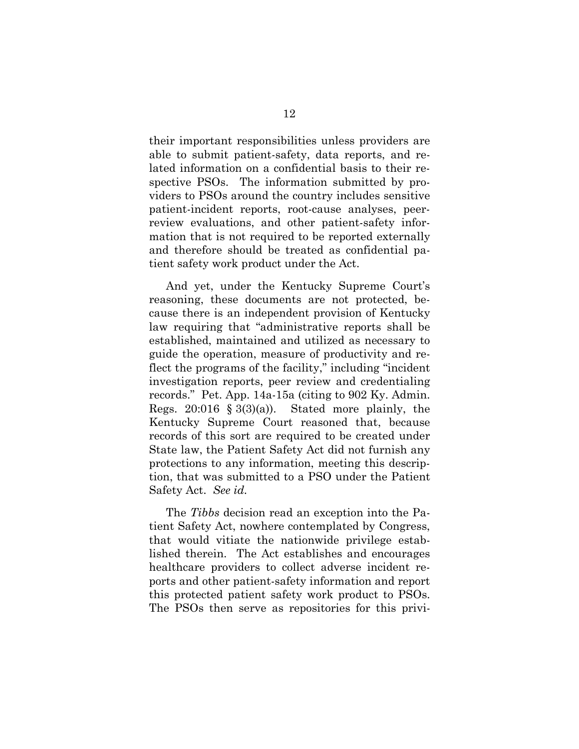their important responsibilities unless providers are able to submit patient-safety, data reports, and related information on a confidential basis to their respective PSOs. The information submitted by providers to PSOs around the country includes sensitive patient-incident reports, root-cause analyses, peer-review evaluations, and other patient-safety information that is not required to be reported externally and therefore should be treated as confidential patient safety work product under the Act.

And yet, under the Kentucky Supreme Court's reasoning, these documents are not protected, because there is an independent provision of Kentucky law requiring that "administrative reports shall be established, maintained and utilized as necessary to guide the operation, measure of productivity and reflect the programs of the facility," including "incident investigation reports, peer review and credentialing records." Pet. App. 14a-15a (citing to 902 Ky. Admin. Regs. 20:016 § 3(3)(a)). Stated more plainly, the Kentucky Supreme Court reasoned that, because records of this sort are required to be created under State law, the Patient Safety Act did not furnish any protections to any information, meeting this description, that was submitted to a PSO under the Patient Safety Act. *See id.*

The *Tibbs* decision read an exception into the Patient Safety Act, nowhere contemplated by Congress, that would vitiate the nationwide privilege established therein. The Act establishes and encourages healthcare providers to collect adverse incident reports and other patient-safety information and report this protected patient safety work product to PSOs. The PSOs then serve as repositories for this privi-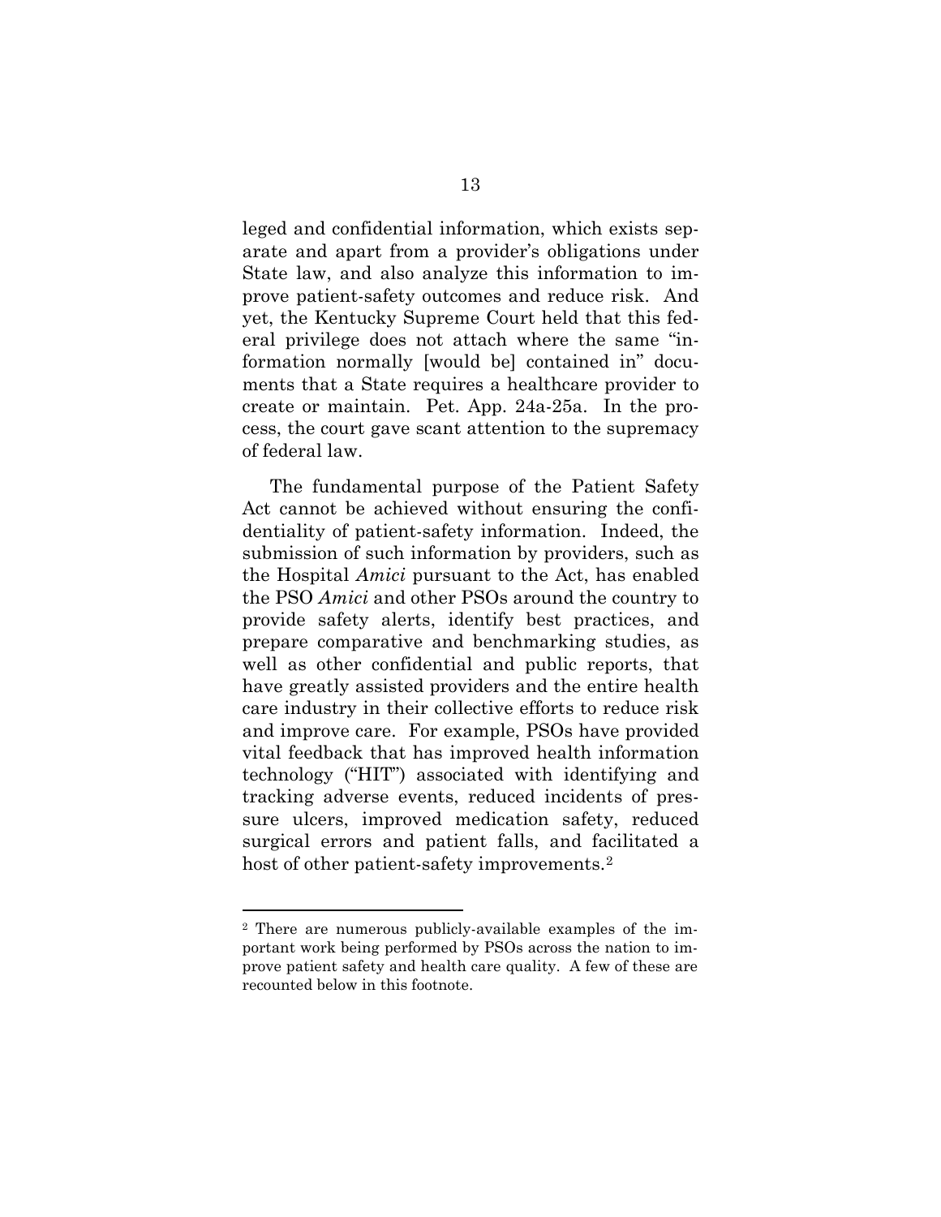leged and confidential information, which exists separate and apart from a provider's obligations under State law, and also analyze this information to improve patient-safety outcomes and reduce risk. And yet, the Kentucky Supreme Court held that this federal privilege does not attach where the same "information normally [would be] contained in" documents that a State requires a healthcare provider to create or maintain. Pet. App. 24a-25a. In the process, the court gave scant attention to the supremacy of federal law.

The fundamental purpose of the Patient Safety Act cannot be achieved without ensuring the confidentiality of patient-safety information. Indeed, the submission of such information by providers, such as the Hospital *Amici* pursuant to the Act, has enabled the PSO *Amici* and other PSOs around the country to provide safety alerts, identify best practices, and prepare comparative and benchmarking studies, as well as other confidential and public reports, that have greatly assisted providers and the entire health care industry in their collective efforts to reduce risk and improve care. For example, PSOs have provided vital feedback that has improved health information technology ("HIT") associated with identifying and tracking adverse events, reduced incidents of pressure ulcers, improved medication safety, reduced surgical errors and patient falls, and facilitated a host of other patient-safety improvements.[2]

---

[2] There are numerous publicly-available examples of the important work being performed by PSOs across the nation to improve patient safety and health care quality. A few of these are recounted below in this footnote.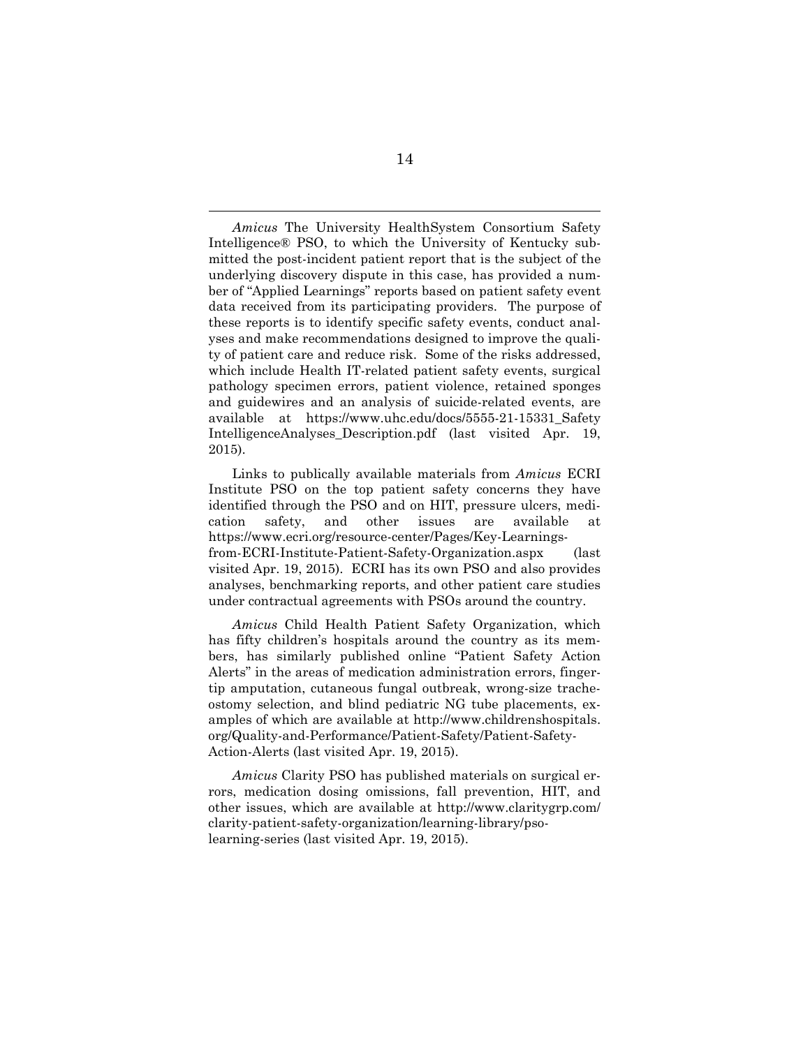*Amicus* The University HealthSystem Consortium Safety Intelligence® PSO, to which the University of Kentucky submitted the post-incident patient report that is the subject of the underlying discovery dispute in this case, has provided a number of "Applied Learnings" reports based on patient safety event data received from its participating providers. The purpose of these reports is to identify specific safety events, conduct analyses and make recommendations designed to improve the quality of patient care and reduce risk. Some of the risks addressed, which include Health IT-related patient safety events, surgical pathology specimen errors, patient violence, retained sponges and guidewires and an analysis of suicide-related events, are available at https://www.uhc.edu/docs/5555-21-15331_SafetyIntelligenceAnalyses_Description.pdf (last visited Apr. 19, 2015).

Links to publically available materials from *Amicus* ECRI Institute PSO on the top patient safety concerns they have identified through the PSO and on HIT, pressure ulcers, medication safety, and other issues are available at https://www.ecri.org/resource-center/Pages/Key-Learnings-from-ECRI-Institute-Patient-Safety-Organization.aspx (last visited Apr. 19, 2015). ECRI has its own PSO and also provides analyses, benchmarking reports, and other patient care studies under contractual agreements with PSOs around the country.

*Amicus* Child Health Patient Safety Organization, which has fifty children's hospitals around the country as its members, has similarly published online "Patient Safety Action Alerts" in the areas of medication administration errors, fingertip amputation, cutaneous fungal outbreak, wrong-size tracheostomy selection, and blind pediatric NG tube placements, examples of which are available at http://www.childrenshospitals.org/Quality-and-Performance/Patient-Safety/Patient-Safety-Action-Alerts (last visited Apr. 19, 2015).

*Amicus* Clarity PSO has published materials on surgical errors, medication dosing omissions, fall prevention, HIT, and other issues, which are available at http://www.claritygrp.com/clarity-patient-safety-organization/learning-library/pso-learning-series (last visited Apr. 19, 2015).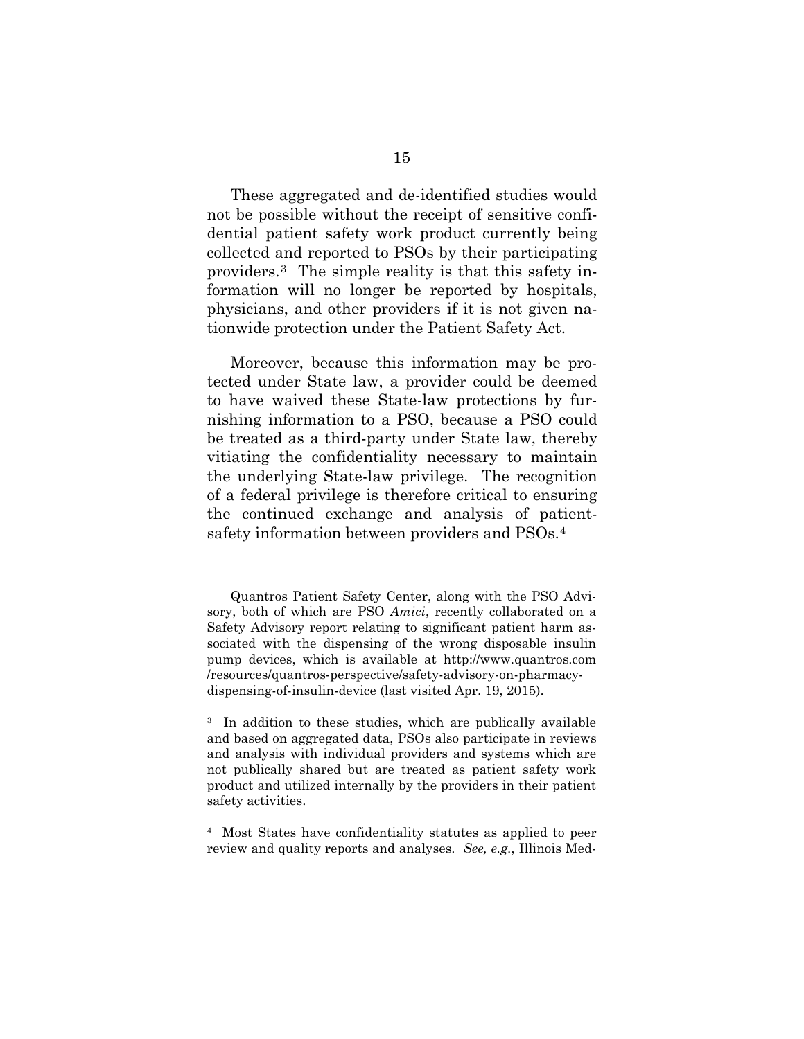These aggregated and de-identified studies would not be possible without the receipt of sensitive confidential patient safety work product currently being collected and reported to PSOs by their participating providers.[3] The simple reality is that this safety information will no longer be reported by hospitals, physicians, and other providers if it is not given nationwide protection under the Patient Safety Act.

Moreover, because this information may be protected under State law, a provider could be deemed to have waived these State-law protections by furnishing information to a PSO, because a PSO could be treated as a third-party under State law, thereby vitiating the confidentiality necessary to maintain the underlying State-law privilege. The recognition of a federal privilege is therefore critical to ensuring the continued exchange and analysis of patient-safety information between providers and PSOs.[4]

---

Quantros Patient Safety Center, along with the PSO Advisory, both of which are PSO *Amici*, recently collaborated on a Safety Advisory report relating to significant patient harm associated with the dispensing of the wrong disposable insulin pump devices, which is available at http://www.quantros.com/resources/quantros-perspective/safety-advisory-on-pharmacy-dispensing-of-insulin-device (last visited Apr. 19, 2015).

[3] In addition to these studies, which are publically available and based on aggregated data, PSOs also participate in reviews and analysis with individual providers and systems which are not publically shared but are treated as patient safety work product and utilized internally by the providers in their patient safety activities.

[4] Most States have confidentiality statutes as applied to peer review and quality reports and analyses. *See, e.g.*, Illinois Med-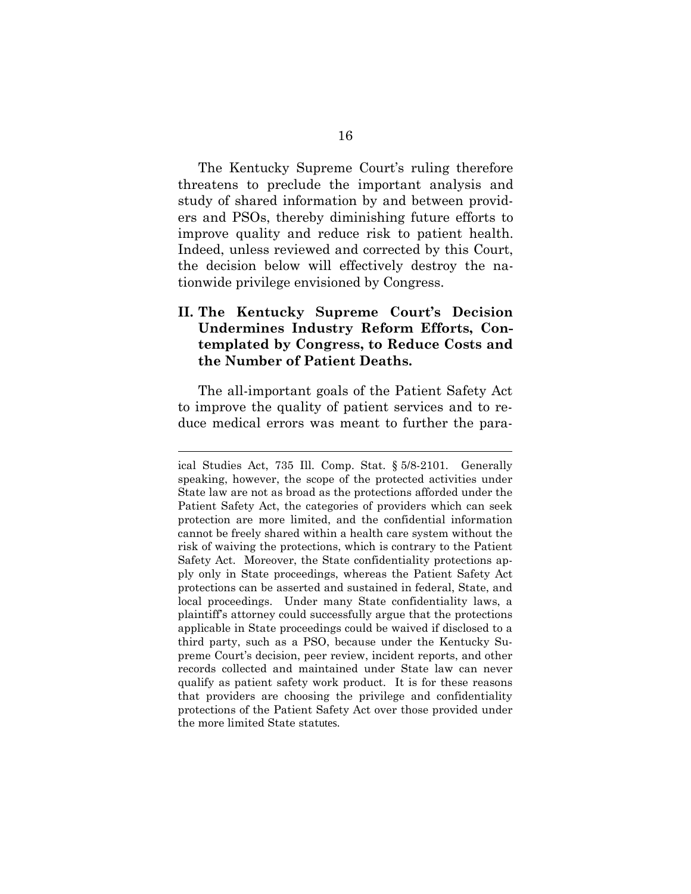The Kentucky Supreme Court's ruling therefore threatens to preclude the important analysis and study of shared information by and between providers and PSOs, thereby diminishing future efforts to improve quality and reduce risk to patient health. Indeed, unless reviewed and corrected by this Court, the decision below will effectively destroy the nationwide privilege envisioned by Congress.

## II. The Kentucky Supreme Court's Decision Undermines Industry Reform Efforts, Contemplated by Congress, to Reduce Costs and the Number of Patient Deaths.

The all-important goals of the Patient Safety Act to improve the quality of patient services and to reduce medical errors was meant to further the para-

---

ical Studies Act, 735 Ill. Comp. Stat. § 5/8-2101. Generally speaking, however, the scope of the protected activities under State law are not as broad as the protections afforded under the Patient Safety Act, the categories of providers which can seek protection are more limited, and the confidential information cannot be freely shared within a health care system without the risk of waiving the protections, which is contrary to the Patient Safety Act. Moreover, the State confidentiality protections apply only in State proceedings, whereas the Patient Safety Act protections can be asserted and sustained in federal, State, and local proceedings. Under many State confidentiality laws, a plaintiff's attorney could successfully argue that the protections applicable in State proceedings could be waived if disclosed to a third party, such as a PSO, because under the Kentucky Supreme Court's decision, peer review, incident reports, and other records collected and maintained under State law can never qualify as patient safety work product. It is for these reasons that providers are choosing the privilege and confidentiality protections of the Patient Safety Act over those provided under the more limited State statutes.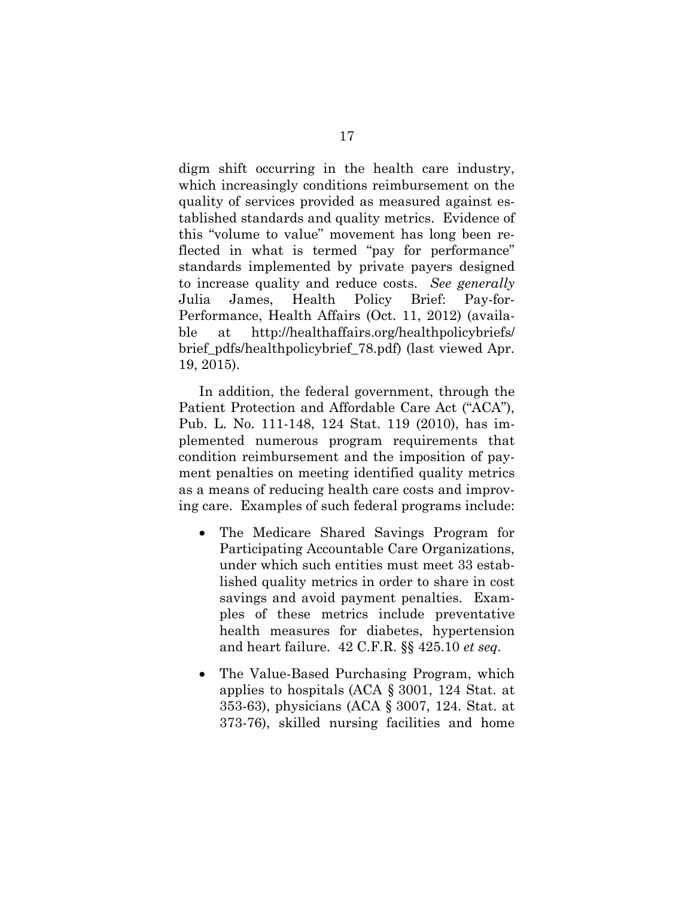digm shift occurring in the health care industry, which increasingly conditions reimbursement on the quality of services provided as measured against established standards and quality metrics. Evidence of this "volume to value" movement has long been reflected in what is termed "pay for performance" standards implemented by private payers designed to increase quality and reduce costs. *See generally* Julia James, Health Policy Brief: Pay-for-Performance, Health Affairs (Oct. 11, 2012) (available at http://healthaffairs.org/healthpolicybriefs/brief_pdfs/healthpolicybrief_78.pdf) (last viewed Apr. 19, 2015).

In addition, the federal government, through the Patient Protection and Affordable Care Act ("ACA"), Pub. L. No. 111-148, 124 Stat. 119 (2010), has implemented numerous program requirements that condition reimbursement and the imposition of payment penalties on meeting identified quality metrics as a means of reducing health care costs and improving care. Examples of such federal programs include:

- The Medicare Shared Savings Program for Participating Accountable Care Organizations, under which such entities must meet 33 established quality metrics in order to share in cost savings and avoid payment penalties. Examples of these metrics include preventative health measures for diabetes, hypertension and heart failure. 42 C.F.R. §§ 425.10 *et seq*.

- The Value-Based Purchasing Program, which applies to hospitals (ACA § 3001, 124 Stat. at 353-63), physicians (ACA § 3007, 124. Stat. at 373-76), skilled nursing facilities and home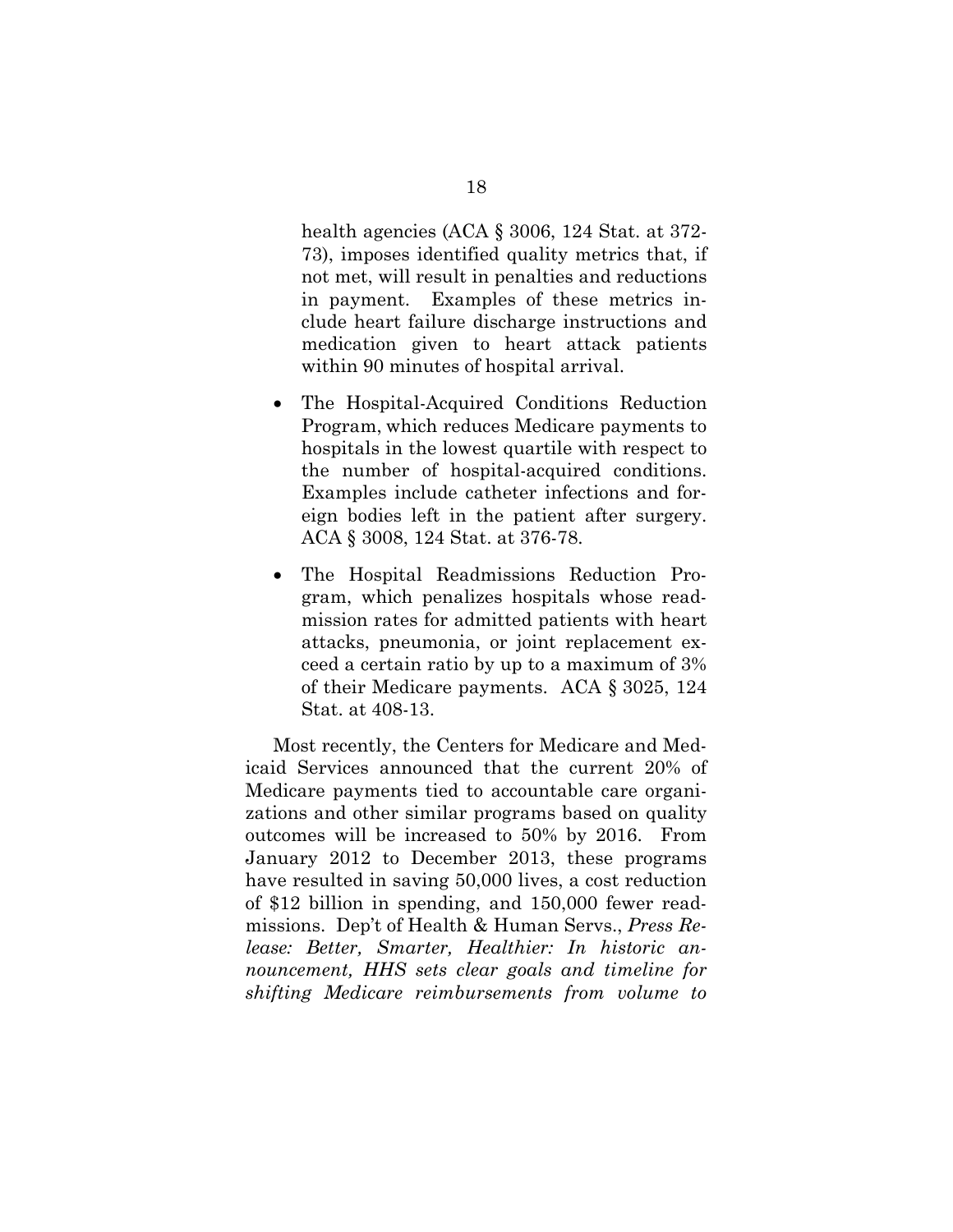health agencies (ACA § 3006, 124 Stat. at 372-73), imposes identified quality metrics that, if not met, will result in penalties and reductions in payment. Examples of these metrics include heart failure discharge instructions and medication given to heart attack patients within 90 minutes of hospital arrival.

- The Hospital-Acquired Conditions Reduction Program, which reduces Medicare payments to hospitals in the lowest quartile with respect to the number of hospital-acquired conditions. Examples include catheter infections and foreign bodies left in the patient after surgery. ACA § 3008, 124 Stat. at 376-78.
- The Hospital Readmissions Reduction Program, which penalizes hospitals whose readmission rates for admitted patients with heart attacks, pneumonia, or joint replacement exceed a certain ratio by up to a maximum of 3% of their Medicare payments. ACA § 3025, 124 Stat. at 408-13.

Most recently, the Centers for Medicare and Medicaid Services announced that the current 20% of Medicare payments tied to accountable care organizations and other similar programs based on quality outcomes will be increased to 50% by 2016. From January 2012 to December 2013, these programs have resulted in saving 50,000 lives, a cost reduction of $12 billion in spending, and 150,000 fewer readmissions. Dep't of Health & Human Servs., *Press Release: Better, Smarter, Healthier: In historic announcement, HHS sets clear goals and timeline for shifting Medicare reimbursements from volume to*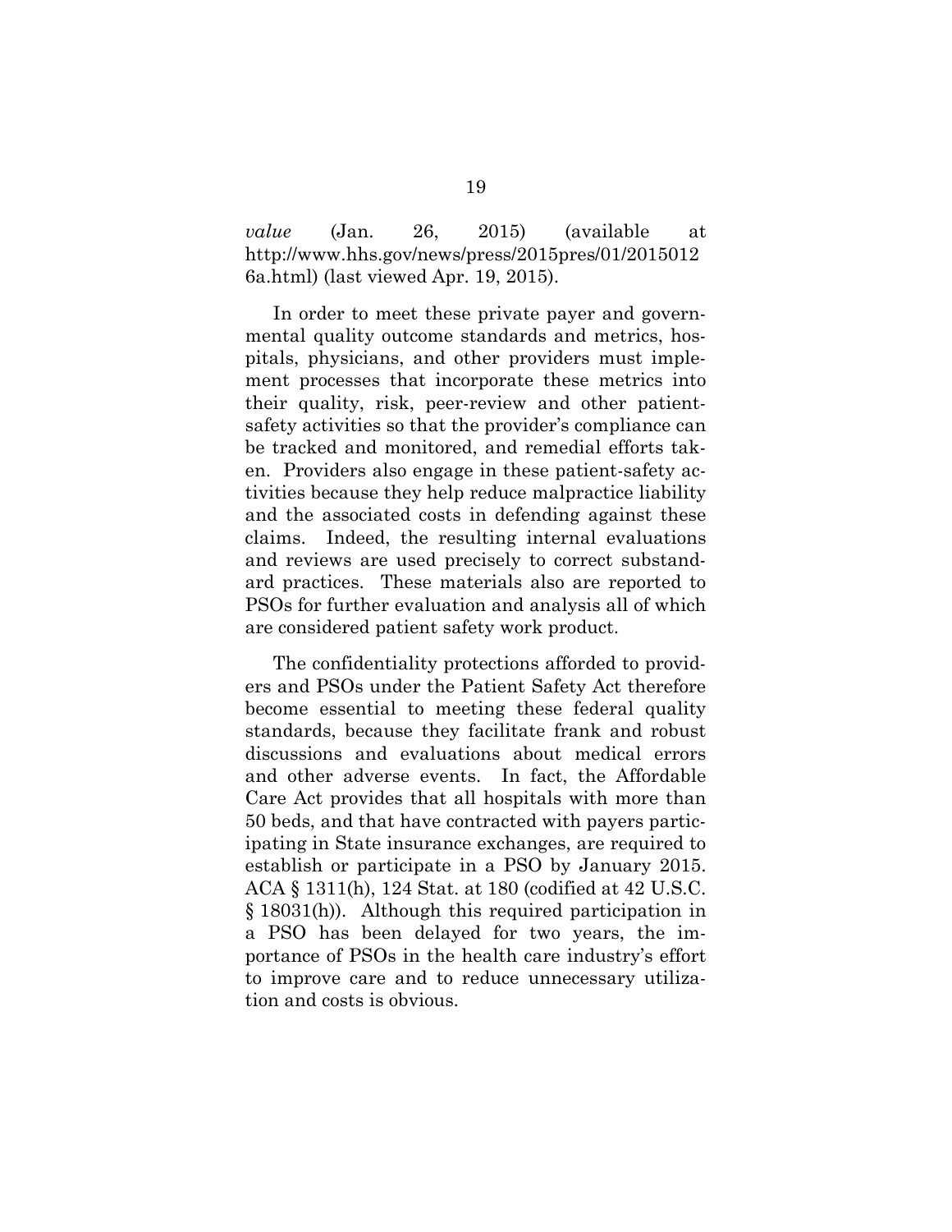*value* (Jan. 26, 2015) (available at http://www.hhs.gov/news/press/2015pres/01/20150126a.html) (last viewed Apr. 19, 2015).

In order to meet these private payer and governmental quality outcome standards and metrics, hospitals, physicians, and other providers must implement processes that incorporate these metrics into their quality, risk, peer-review and other patient-safety activities so that the provider's compliance can be tracked and monitored, and remedial efforts taken. Providers also engage in these patient-safety activities because they help reduce malpractice liability and the associated costs in defending against these claims. Indeed, the resulting internal evaluations and reviews are used precisely to correct substandard practices. These materials also are reported to PSOs for further evaluation and analysis all of which are considered patient safety work product.

The confidentiality protections afforded to providers and PSOs under the Patient Safety Act therefore become essential to meeting these federal quality standards, because they facilitate frank and robust discussions and evaluations about medical errors and other adverse events. In fact, the Affordable Care Act provides that all hospitals with more than 50 beds, and that have contracted with payers participating in State insurance exchanges, are required to establish or participate in a PSO by January 2015. ACA § 1311(h), 124 Stat. at 180 (codified at 42 U.S.C. § 18031(h)). Although this required participation in a PSO has been delayed for two years, the importance of PSOs in the health care industry's effort to improve care and to reduce unnecessary utilization and costs is obvious.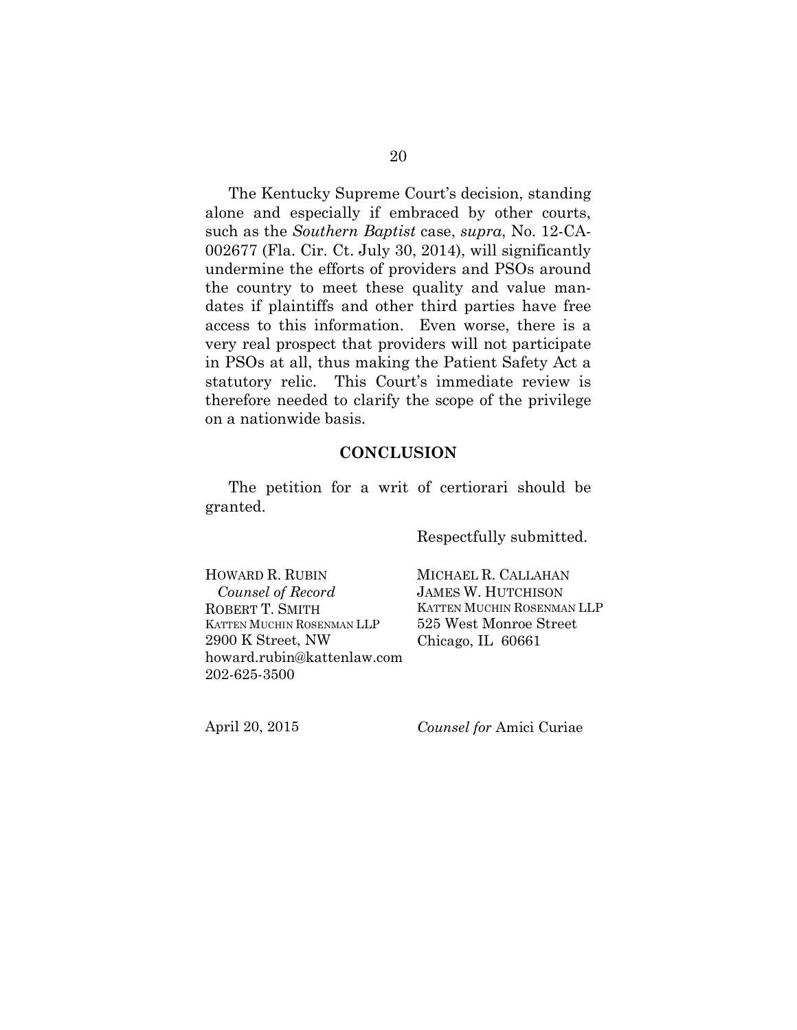The Kentucky Supreme Court's decision, standing alone and especially if embraced by other courts, such as the *Southern Baptist* case, *supra*, No. 12-CA-002677 (Fla. Cir. Ct. July 30, 2014), will significantly undermine the efforts of providers and PSOs around the country to meet these quality and value mandates if plaintiffs and other third parties have free access to this information. Even worse, there is a very real prospect that providers will not participate in PSOs at all, thus making the Patient Safety Act a statutory relic. This Court's immediate review is therefore needed to clarify the scope of the privilege on a nationwide basis.

## CONCLUSION

The petition for a writ of certiorari should be granted.

Respectfully submitted.

HOWARD R. RUBIN
*Counsel of Record*
ROBERT T. SMITH
KATTEN MUCHIN ROSENMAN LLP
2900 K Street, NW
howard.rubin@kattenlaw.com
202-625-3500

MICHAEL R. CALLAHAN
JAMES W. HUTCHISON
KATTEN MUCHIN ROSENMAN LLP
525 West Monroe Street
Chicago, IL 60661

April 20, 2015

*Counsel for* Amici Curiae